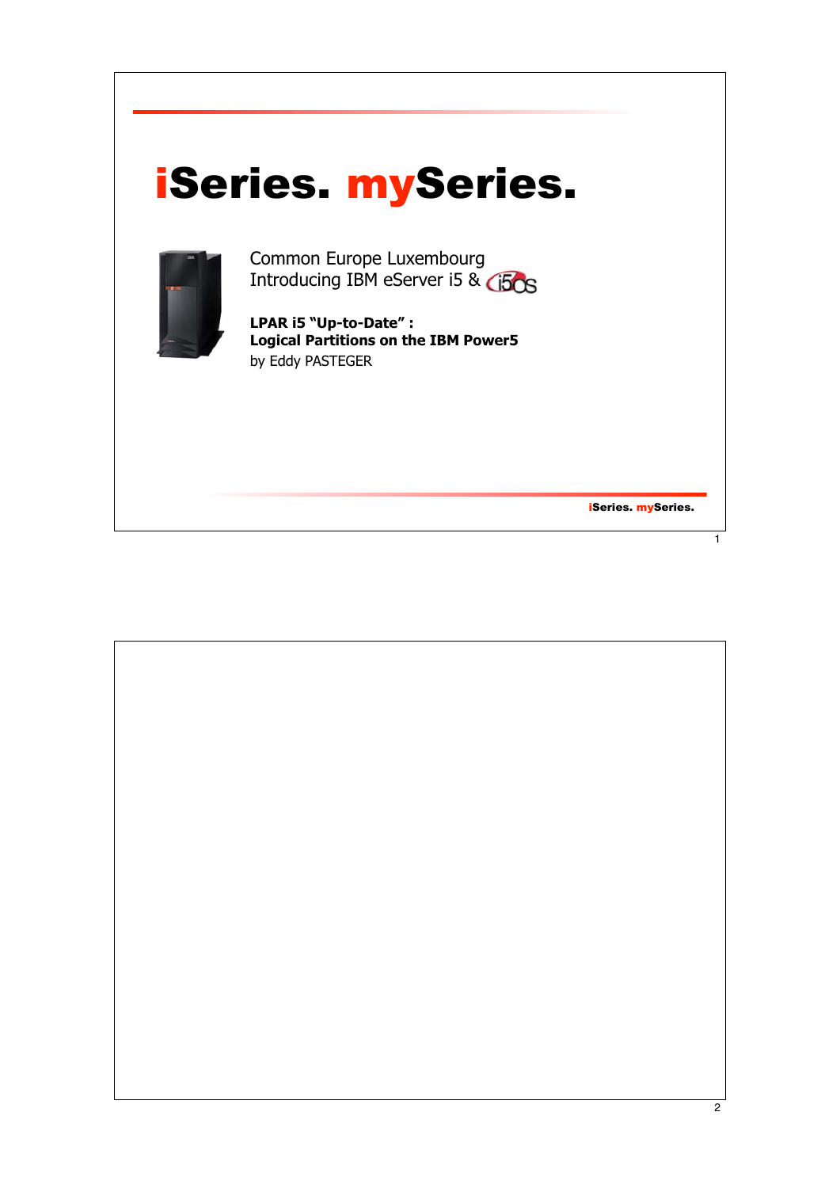# iSeries. mySeries.

Common Europe Luxembourg
Introducing IBM eServer i5 & i5OS

**LPAR i5 "Up-to-Date" :**
**Logical Partitions on the IBM Power5**
by Eddy PASTEGER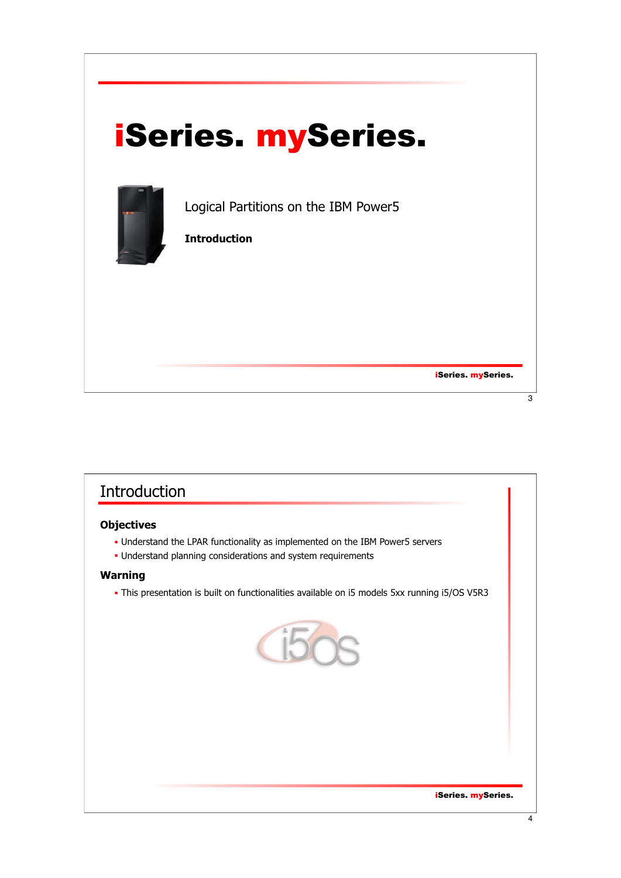# iSeries. mySeries.

Logical Partitions on the IBM Power5

**Introduction**

## Introduction

### Objectives

- Understand the LPAR functionality as implemented on the IBM Power5 servers
- Understand planning considerations and system requirements

### Warning

- This presentation is built on functionalities available on i5 models 5xx running i5/OS V5R3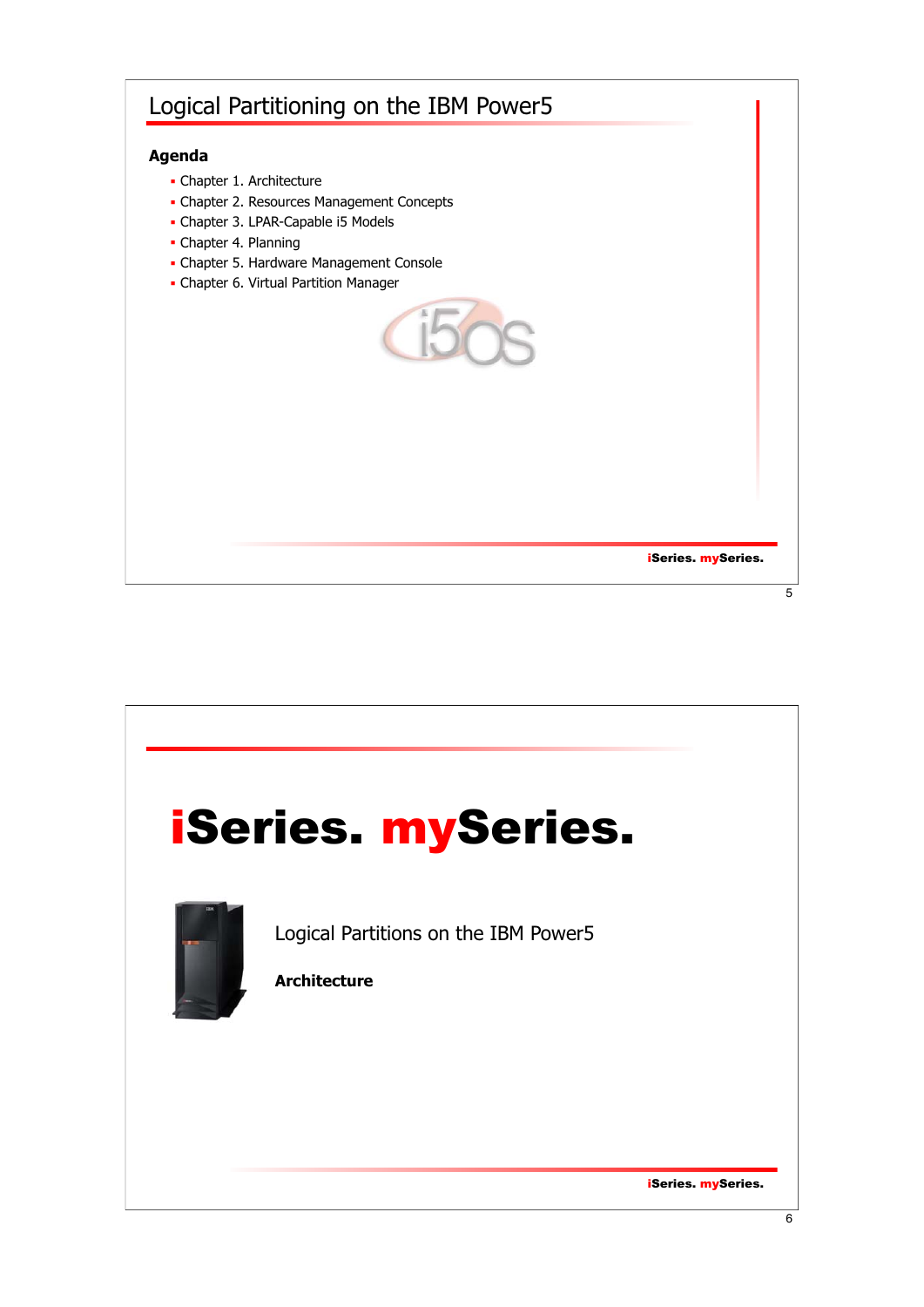## Logical Partitioning on the IBM Power5

**Agenda**

- Chapter 1. Architecture
- Chapter 2. Resources Management Concepts
- Chapter 3. LPAR-Capable i5 Models
- Chapter 4. Planning
- Chapter 5. Hardware Management Console
- Chapter 6. Virtual Partition Manager

# iSeries. mySeries.

Logical Partitions on the IBM Power5

**Architecture**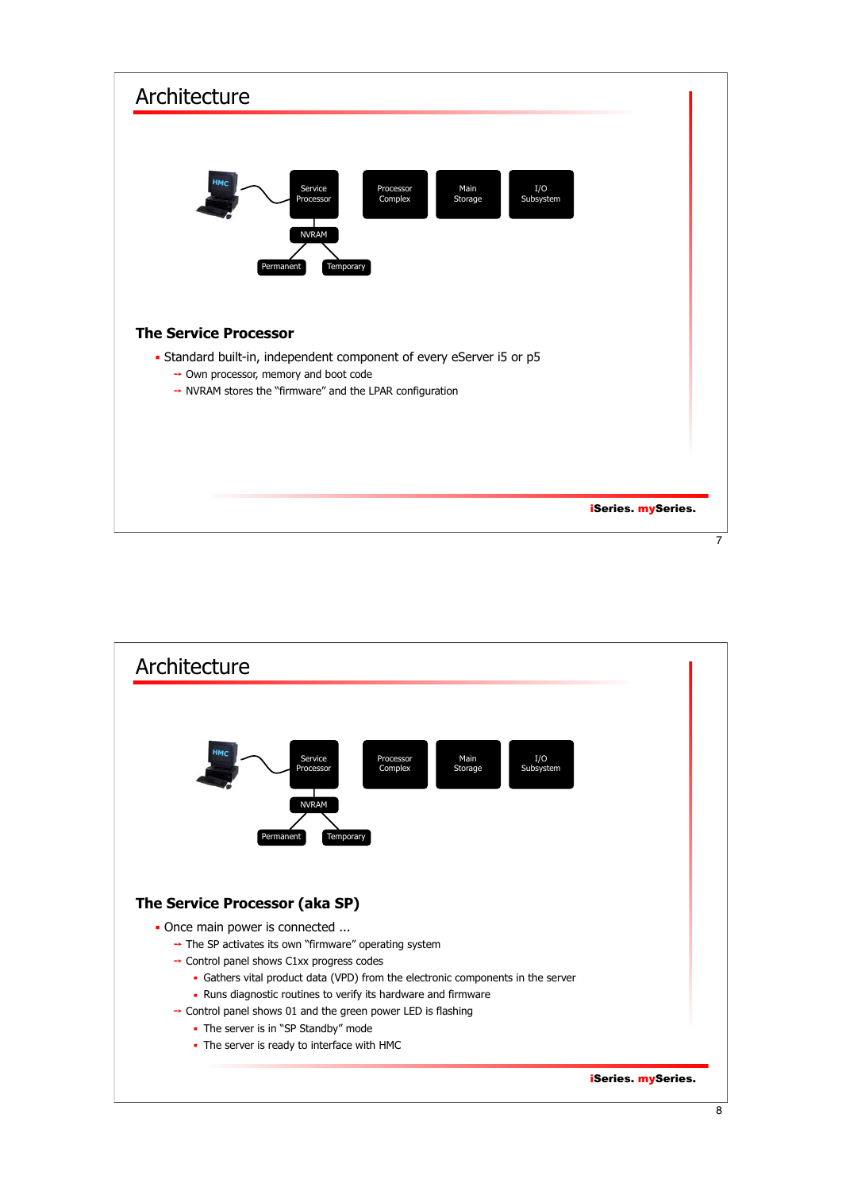# Architecture

HMC — Service Processor — NVRAM (Permanent, Temporary) | Processor Complex | Main Storage | I/O Subsystem

### The Service Processor

- Standard built-in, independent component of every eServer i5 or p5
  - Own processor, memory and boot code
  - NVRAM stores the "firmware" and the LPAR configuration

iSeries. mySeries.

# Architecture

HMC — Service Processor — NVRAM (Permanent, Temporary) | Processor Complex | Main Storage | I/O Subsystem

### The Service Processor (aka SP)

- Once main power is connected ...
  - The SP activates its own "firmware" operating system
  - Control panel shows C1xx progress codes
    - Gathers vital product data (VPD) from the electronic components in the server
    - Runs diagnostic routines to verify its hardware and firmware
  - Control panel shows 01 and the green power LED is flashing
    - The server is in "SP Standby" mode
    - The server is ready to interface with HMC

iSeries. mySeries.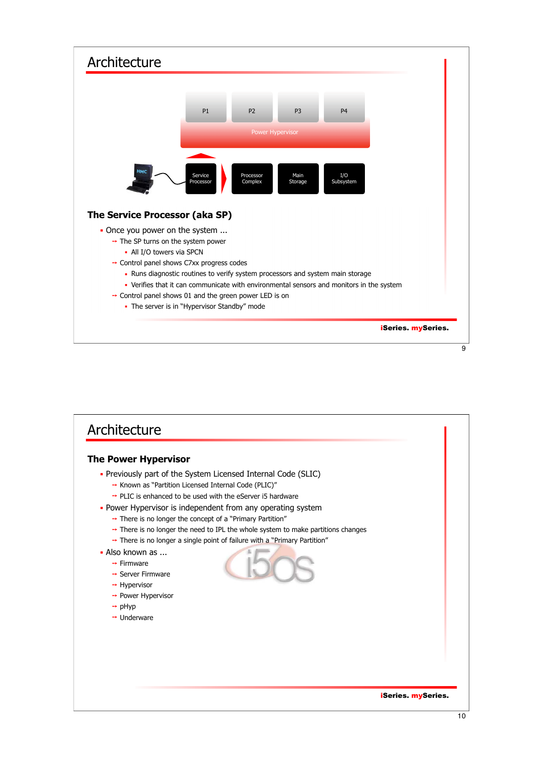# Architecture

P1 P2 P3 P4

Power Hypervisor

HMC — Service Processor — Processor Complex — Main Storage — I/O Subsystem

## The Service Processor (aka SP)

- Once you power on the system ...
  - → The SP turns on the system power
    - All I/O towers via SPCN
  - → Control panel shows C7xx progress codes
    - Runs diagnostic routines to verify system processors and system main storage
    - Verifies that it can communicate with environmental sensors and monitors in the system
  - → Control panel shows 01 and the green power LED is on
    - The server is in "Hypervisor Standby" mode

**iSeries. mySeries.**

# Architecture

## The Power Hypervisor

- Previously part of the System Licensed Internal Code (SLIC)
  - → Known as "Partition Licensed Internal Code (PLIC)"
  - → PLIC is enhanced to be used with the eServer i5 hardware
- Power Hypervisor is independent from any operating system
  - → There is no longer the concept of a "Primary Partition"
  - → There is no longer the need to IPL the whole system to make partitions changes
  - → There is no longer a single point of failure with a "Primary Partition"
- Also known as ...
  - → Firmware
  - → Server Firmware
  - → Hypervisor
  - → Power Hypervisor
  - → pHyp
  - → Underware

**iSeries. mySeries.**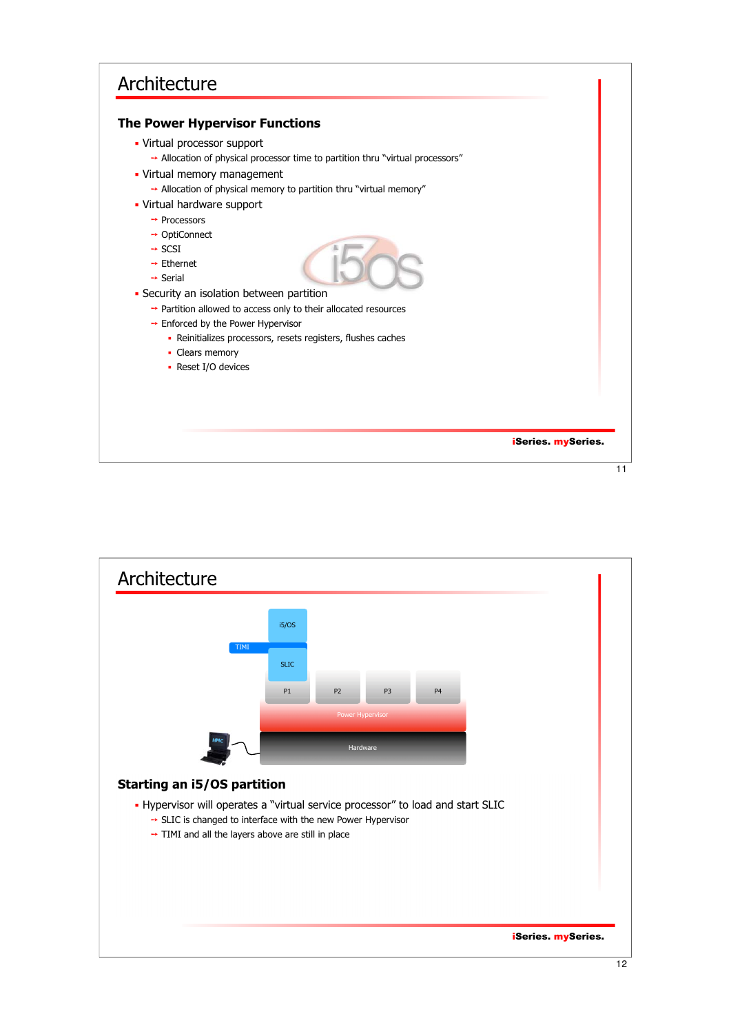# Architecture

## The Power Hypervisor Functions

- Virtual processor support
  - Allocation of physical processor time to partition thru "virtual processors"
- Virtual memory management
  - Allocation of physical memory to partition thru "virtual memory"
- Virtual hardware support
  - Processors
  - OptiConnect
  - SCSI
  - Ethernet
  - Serial
- Security an isolation between partition
  - Partition allowed to access only to their allocated resources
  - Enforced by the Power Hypervisor
    - Reinitializes processors, resets registers, flushes caches
    - Clears memory
    - Reset I/O devices

**iSeries. mySeries.**

# Architecture

i5/OS

TIMI

SLIC

P1 P2 P3 P4

Power Hypervisor

HMC

Hardware

## Starting an i5/OS partition

- Hypervisor will operates a "virtual service processor" to load and start SLIC
  - SLIC is changed to interface with the new Power Hypervisor
  - TIMI and all the layers above are still in place

**iSeries. mySeries.**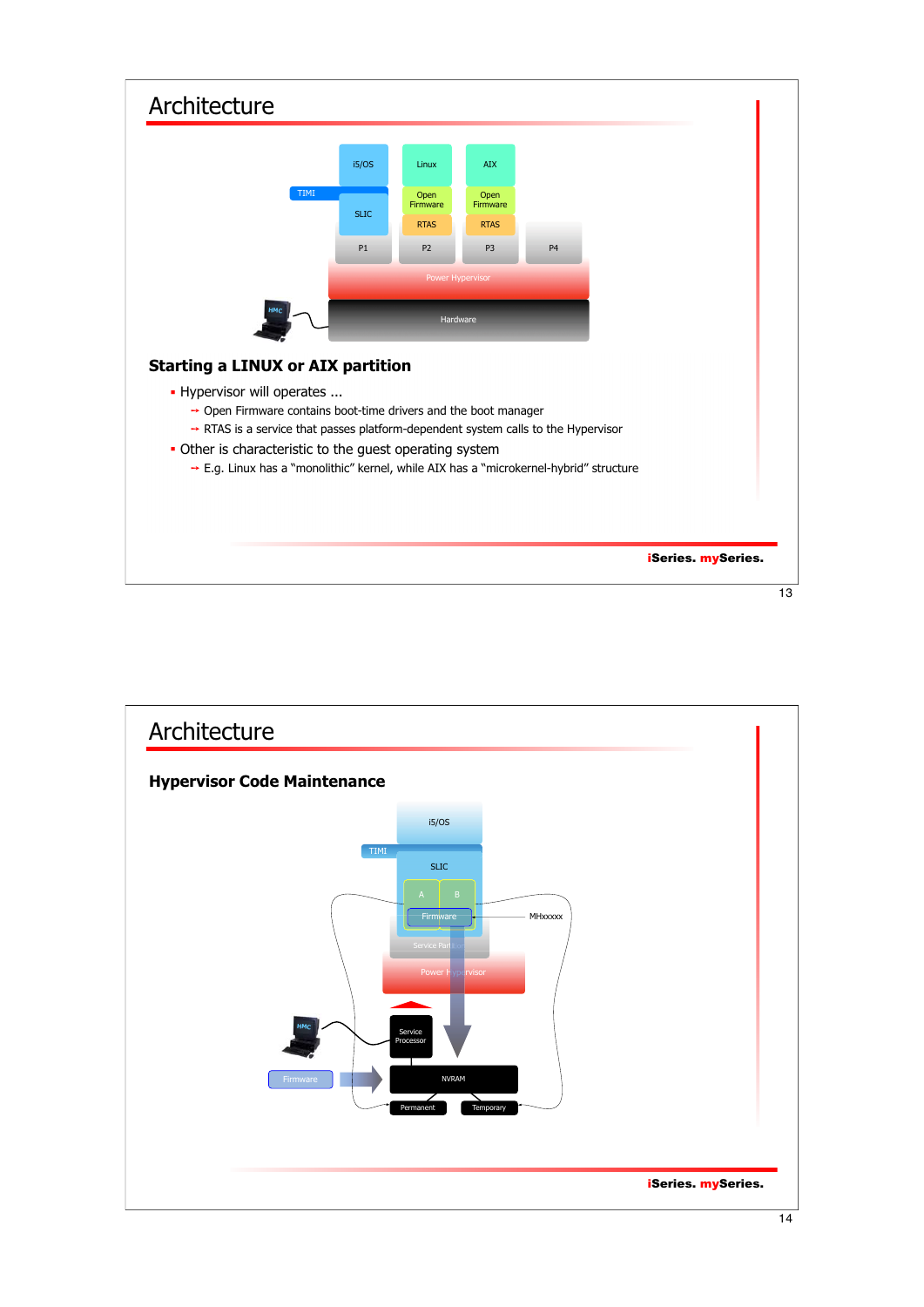# Architecture

## Starting a LINUX or AIX partition

- Hypervisor will operates ...
  - → Open Firmware contains boot-time drivers and the boot manager
  - → RTAS is a service that passes platform-dependent system calls to the Hypervisor
- Other is characteristic to the guest operating system
  - → E.g. Linux has a “monolithic” kernel, while AIX has a “microkernel-hybrid” structure

iSeries. mySeries.

# Architecture

## Hypervisor Code Maintenance

iSeries. mySeries.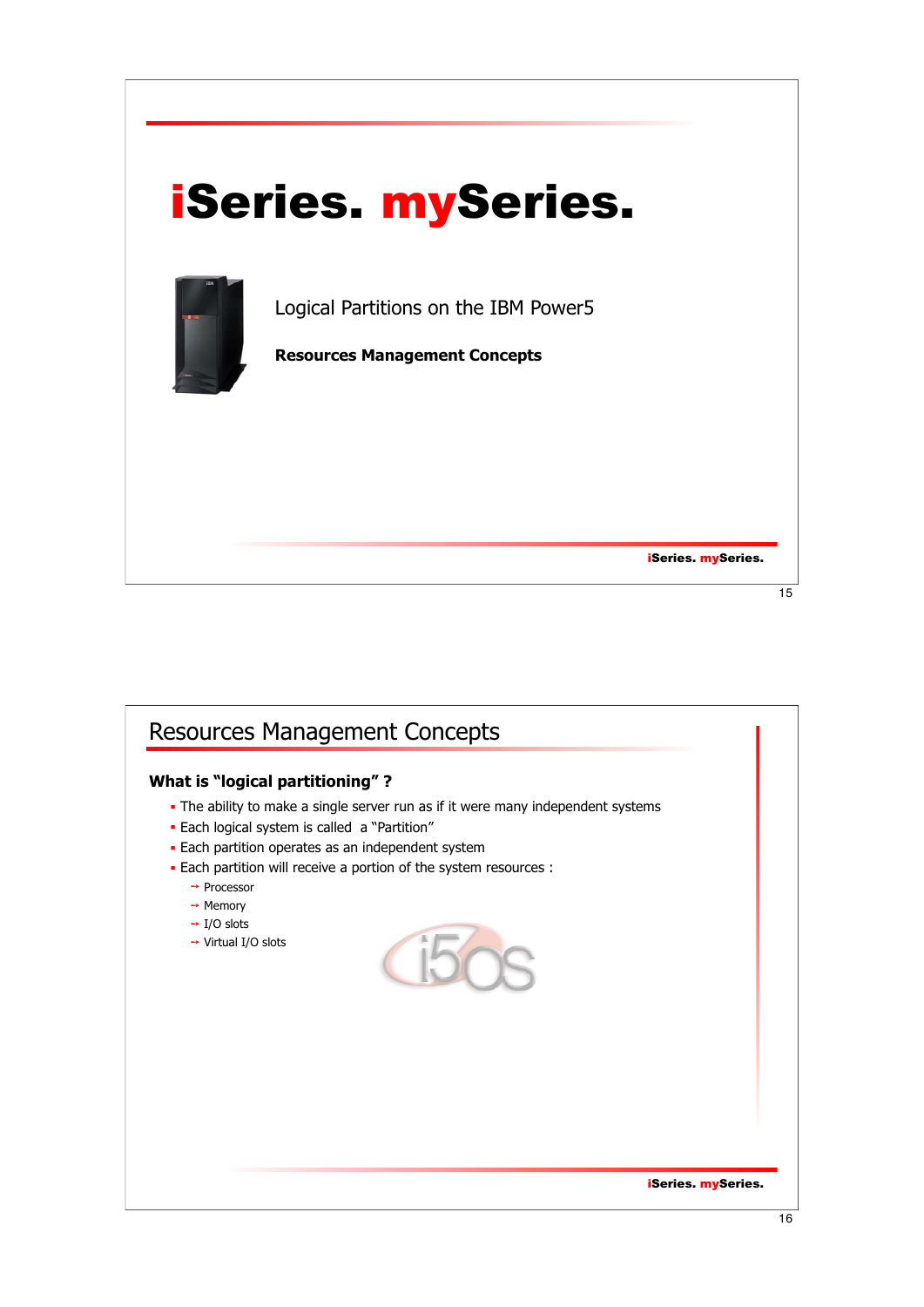# iSeries. mySeries.

Logical Partitions on the IBM Power5

**Resources Management Concepts**

## Resources Management Concepts

### What is "logical partitioning" ?

- The ability to make a single server run as if it were many independent systems
- Each logical system is called a "Partition"
- Each partition operates as an independent system
- Each partition will receive a portion of the system resources :
  - Processor
  - Memory
  - I/O slots
  - Virtual I/O slots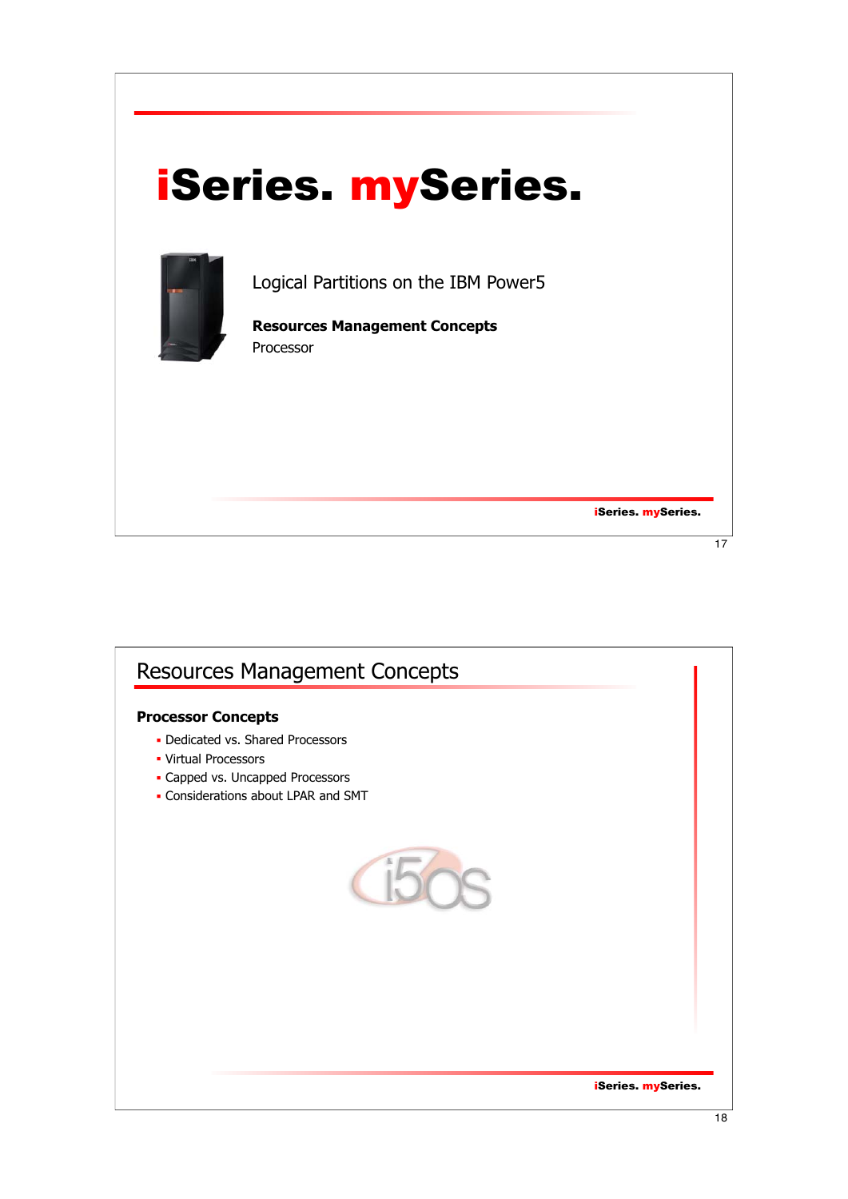# iSeries. mySeries.

Logical Partitions on the IBM Power5

**Resources Management Concepts**

Processor

---

## Resources Management Concepts

**Processor Concepts**

- Dedicated vs. Shared Processors
- Virtual Processors
- Capped vs. Uncapped Processors
- Considerations about LPAR and SMT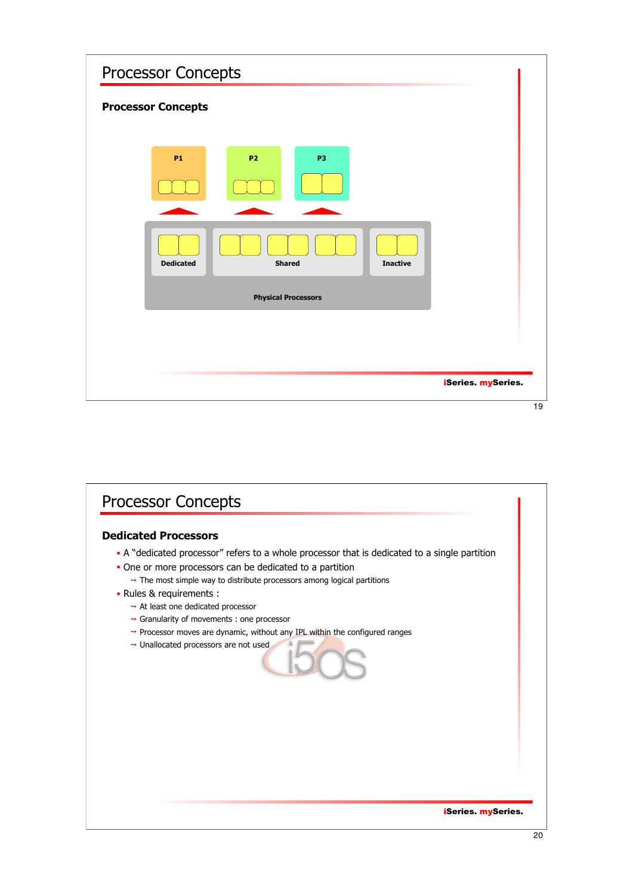# Processor Concepts

## Processor Concepts

P1

P2

P3

Dedicated

Shared

Inactive

Physical Processors

# Processor Concepts

## Dedicated Processors

- A "dedicated processor" refers to a whole processor that is dedicated to a single partition
- One or more processors can be dedicated to a partition
  - The most simple way to distribute processors among logical partitions
- Rules & requirements :
  - At least one dedicated processor
  - Granularity of movements : one processor
  - Processor moves are dynamic, without any IPL within the configured ranges
  - Unallocated processors are not used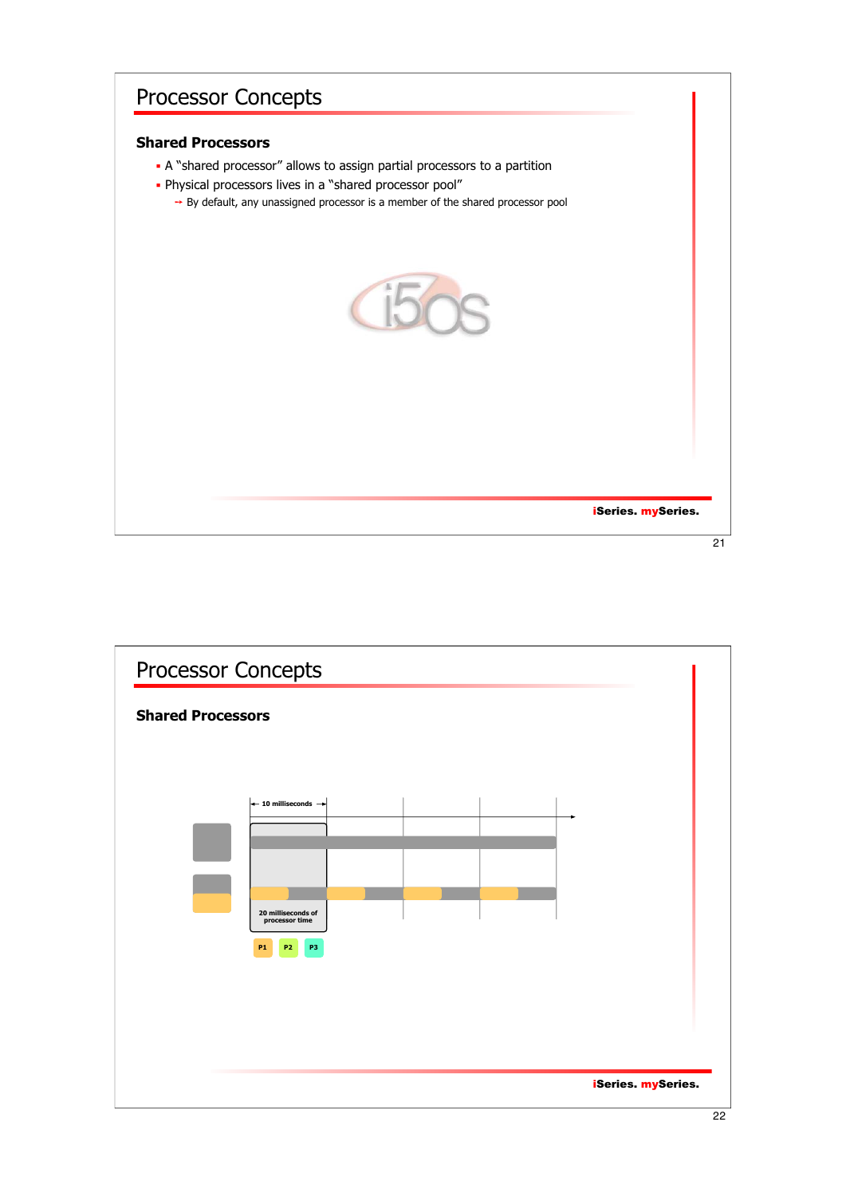# Processor Concepts

## Shared Processors

- A "shared processor" allows to assign partial processors to a partition
- Physical processors lives in a "shared processor pool"
  - By default, any unassigned processor is a member of the shared processor pool

# Processor Concepts

## Shared Processors

10 milliseconds

20 milliseconds of processor time

P1 P2 P3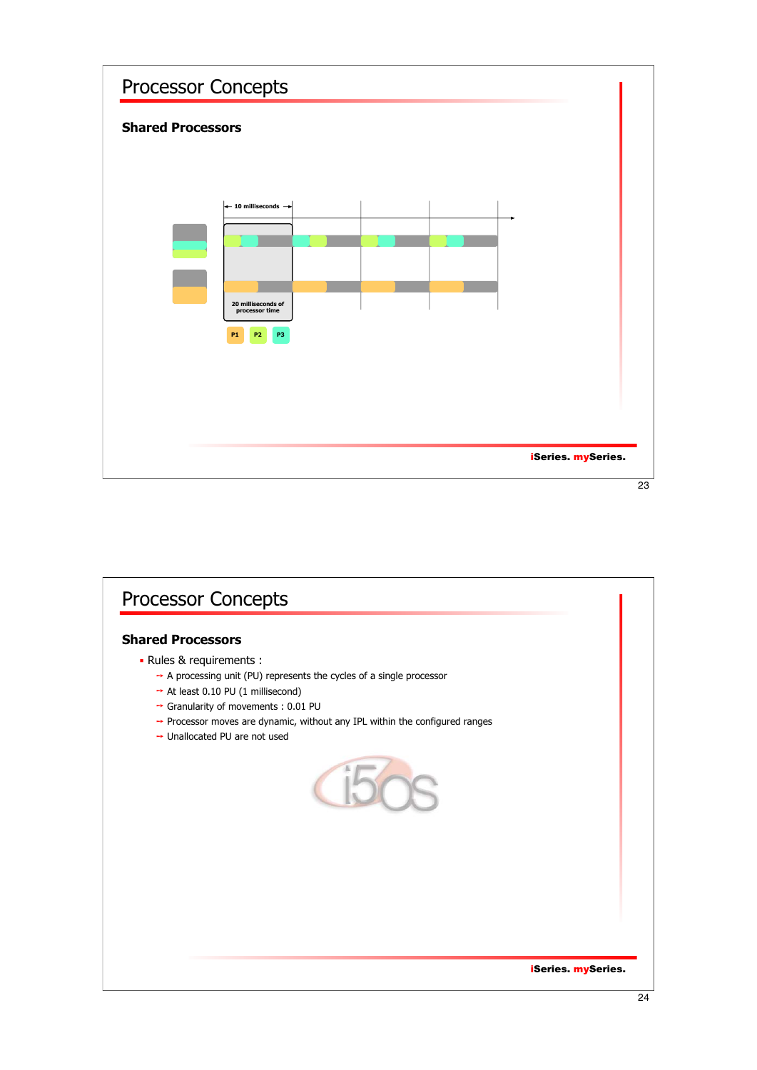# Processor Concepts

## Shared Processors

10 milliseconds

20 milliseconds of processor time

P1 P2 P3

# Processor Concepts

## Shared Processors

- Rules & requirements :
  - A processing unit (PU) represents the cycles of a single processor
  - At least 0.10 PU (1 millisecond)
  - Granularity of movements : 0.01 PU
  - Processor moves are dynamic, without any IPL within the configured ranges
  - Unallocated PU are not used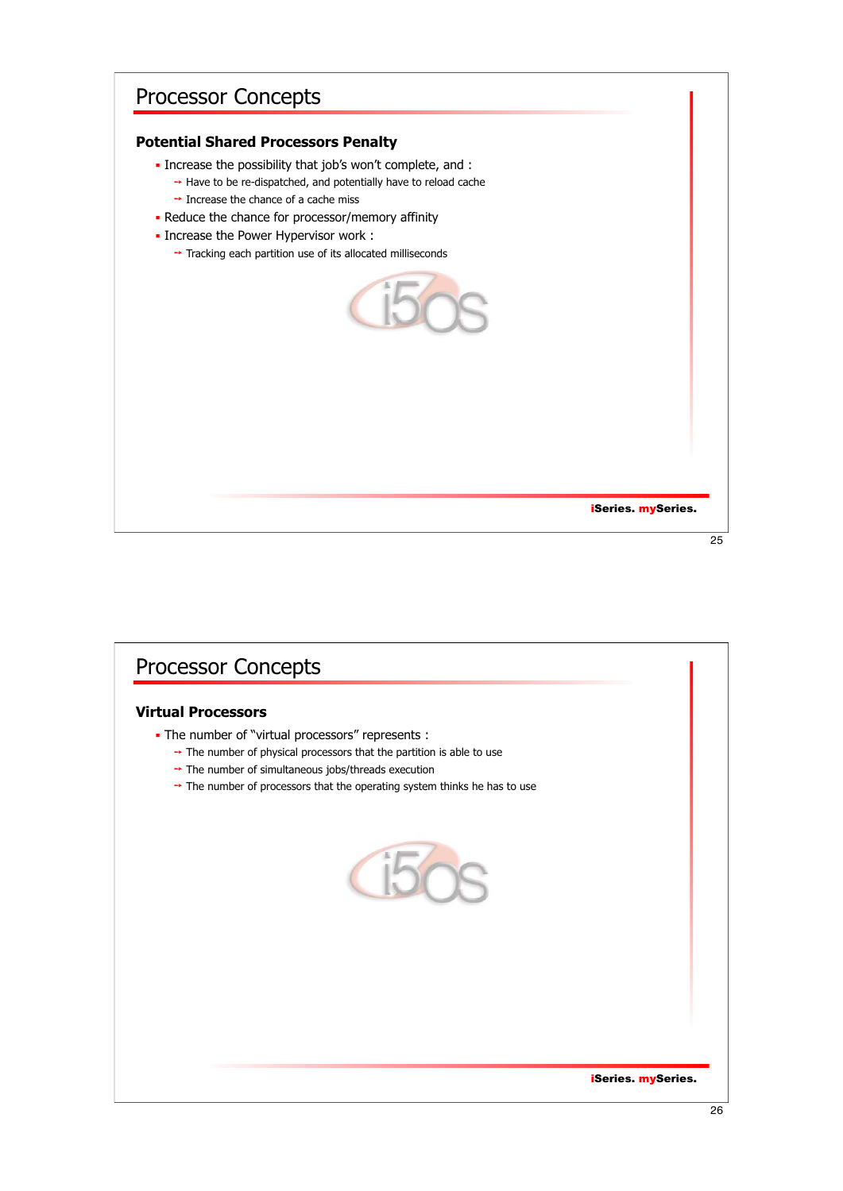## Processor Concepts

### Potential Shared Processors Penalty

- Increase the possibility that job's won't complete, and :
  - Have to be re-dispatched, and potentially have to reload cache
  - Increase the chance of a cache miss
- Reduce the chance for processor/memory affinity
- Increase the Power Hypervisor work :
  - Tracking each partition use of its allocated milliseconds

## Processor Concepts

### Virtual Processors

- The number of "virtual processors" represents :
  - The number of physical processors that the partition is able to use
  - The number of simultaneous jobs/threads execution
  - The number of processors that the operating system thinks he has to use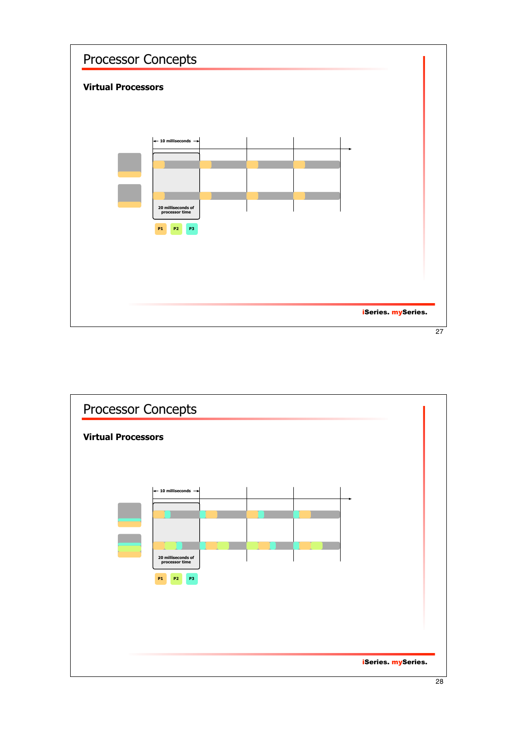## Processor Concepts

### Virtual Processors

10 milliseconds

20 milliseconds of processor time

P1 P2 P3

iSeries. mySeries.

## Processor Concepts

### Virtual Processors

10 milliseconds

20 milliseconds of processor time

P1 P2 P3

iSeries. mySeries.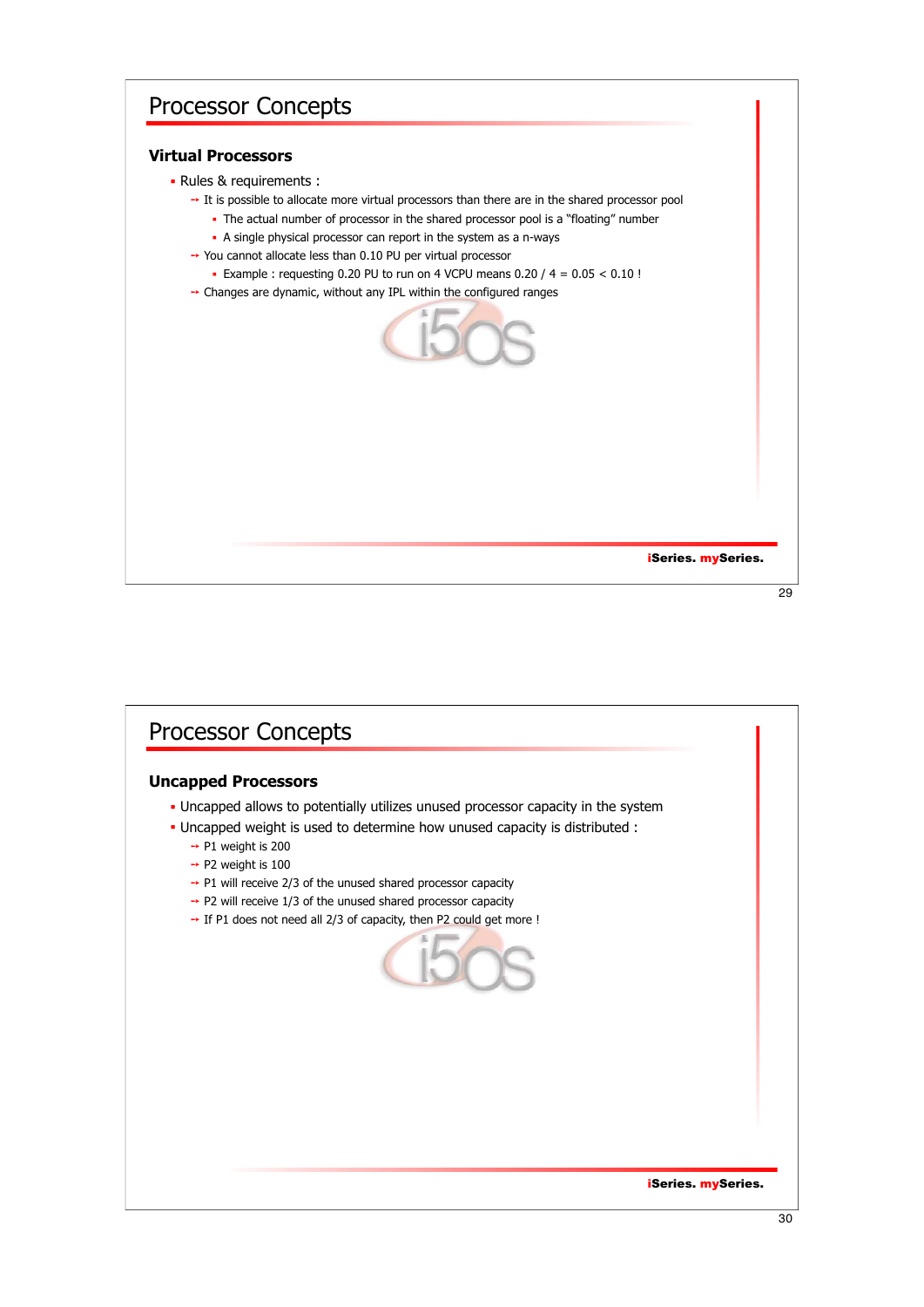# Processor Concepts

## Virtual Processors

- Rules & requirements :
  - It is possible to allocate more virtual processors than there are in the shared processor pool
    - The actual number of processor in the shared processor pool is a "floating" number
    - A single physical processor can report in the system as a n-ways
  - You cannot allocate less than 0.10 PU per virtual processor
    - Example : requesting 0.20 PU to run on 4 VCPU means 0.20 / 4 = 0.05 < 0.10 !
  - Changes are dynamic, without any IPL within the configured ranges

**iSeries. mySeries.**

# Processor Concepts

## Uncapped Processors

- Uncapped allows to potentially utilizes unused processor capacity in the system
- Uncapped weight is used to determine how unused capacity is distributed :
  - P1 weight is 200
  - P2 weight is 100
  - P1 will receive 2/3 of the unused shared processor capacity
  - P2 will receive 1/3 of the unused shared processor capacity
  - If P1 does not need all 2/3 of capacity, then P2 could get more !

**iSeries. mySeries.**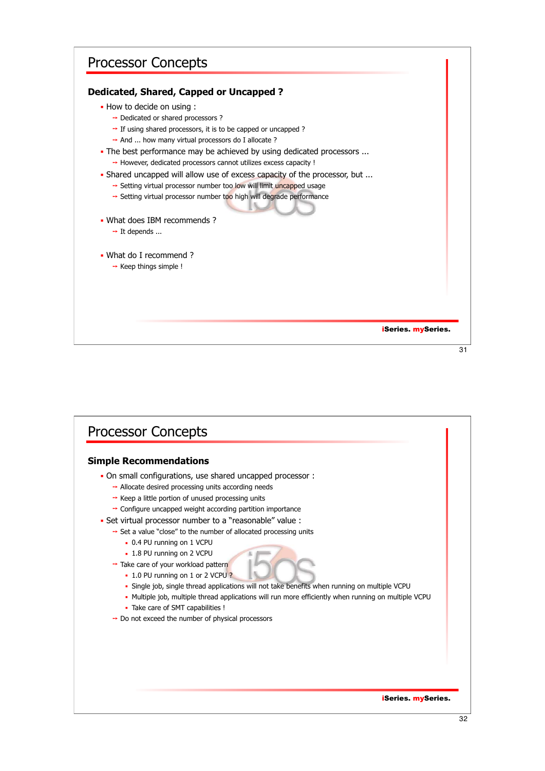# Processor Concepts

## Dedicated, Shared, Capped or Uncapped ?

- How to decide on using :
  - Dedicated or shared processors ?
  - If using shared processors, it is to be capped or uncapped ?
  - And ... how many virtual processors do I allocate ?
- The best performance may be achieved by using dedicated processors ...
  - However, dedicated processors cannot utilizes excess capacity !
- Shared uncapped will allow use of excess capacity of the processor, but ...
  - Setting virtual processor number too low will limit uncapped usage
  - Setting virtual processor number too high will degrade performance
- What does IBM recommends ?
  - It depends ...
- What do I recommend ?
  - Keep things simple !

iSeries. mySeries.

# Processor Concepts

## Simple Recommendations

- On small configurations, use shared uncapped processor :
  - Allocate desired processing units according needs
  - Keep a little portion of unused processing units
  - Configure uncapped weight according partition importance
- Set virtual processor number to a "reasonable" value :
  - Set a value "close" to the number of allocated processing units
    - 0.4 PU running on 1 VCPU
    - 1.8 PU running on 2 VCPU
  - Take care of your workload pattern
    - 1.0 PU running on 1 or 2 VCPU ?
    - Single job, single thread applications will not take benefits when running on multiple VCPU
    - Multiple job, multiple thread applications will run more efficiently when running on multiple VCPU
    - Take care of SMT capabilities !
  - Do not exceed the number of physical processors

iSeries. mySeries.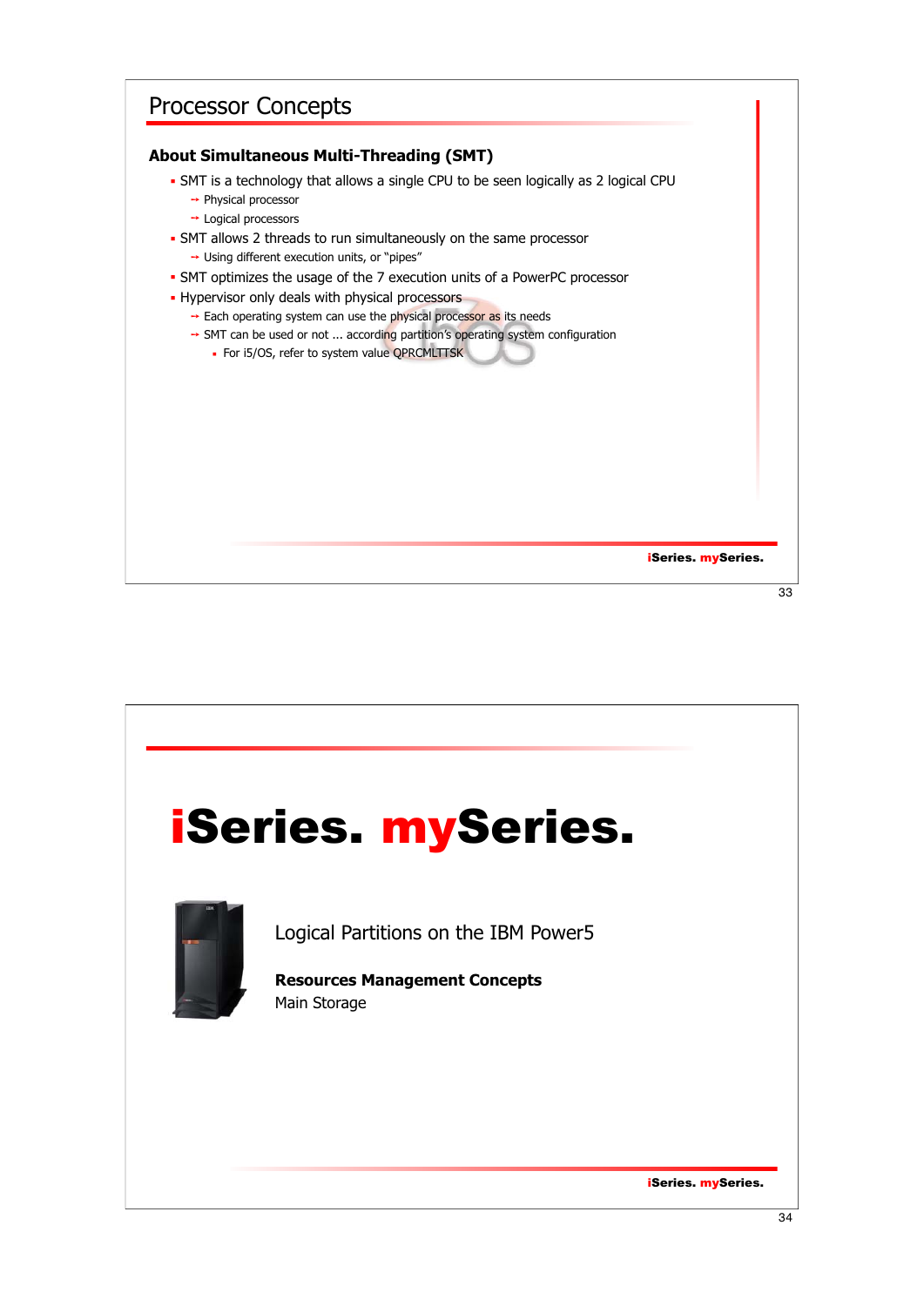## Processor Concepts

### About Simultaneous Multi-Threading (SMT)

- SMT is a technology that allows a single CPU to be seen logically as 2 logical CPU
  - Physical processor
  - Logical processors
- SMT allows 2 threads to run simultaneously on the same processor
  - Using different execution units, or "pipes"
- SMT optimizes the usage of the 7 execution units of a PowerPC processor
- Hypervisor only deals with physical processors
  - Each operating system can use the physical processor as its needs
  - SMT can be used or not ... according partition's operating system configuration
    - For i5/OS, refer to system value QPRCMLTTSK

iSeries. mySeries.

---

# iSeries. mySeries.

Logical Partitions on the IBM Power5

**Resources Management Concepts**

Main Storage

iSeries. mySeries.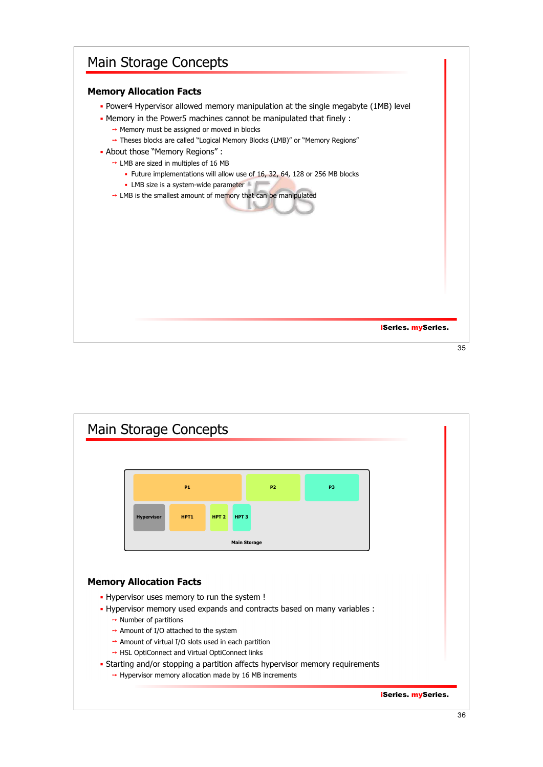# Main Storage Concepts

## Memory Allocation Facts

- Power4 Hypervisor allowed memory manipulation at the single megabyte (1MB) level
- Memory in the Power5 machines cannot be manipulated that finely :
  - Memory must be assigned or moved in blocks
  - Theses blocks are called "Logical Memory Blocks (LMB)" or "Memory Regions"
- About those "Memory Regions" :
  - LMB are sized in multiples of 16 MB
    - Future implementations will allow use of 16, 32, 64, 128 or 256 MB blocks
    - LMB size is a system-wide parameter
  - LMB is the smallest amount of memory that can be manipulated

iSeries. mySeries.

# Main Storage Concepts

| P1 | P2 | P3 |
|---|---|---|
| Hypervisor | HPT1 | HPT 2 | HPT 3 |

Main Storage

## Memory Allocation Facts

- Hypervisor uses memory to run the system !
- Hypervisor memory used expands and contracts based on many variables :
  - Number of partitions
  - Amount of I/O attached to the system
  - Amount of virtual I/O slots used in each partition
  - HSL OptiConnect and Virtual OptiConnect links
- Starting and/or stopping a partition affects hypervisor memory requirements
  - Hypervisor memory allocation made by 16 MB increments

iSeries. mySeries.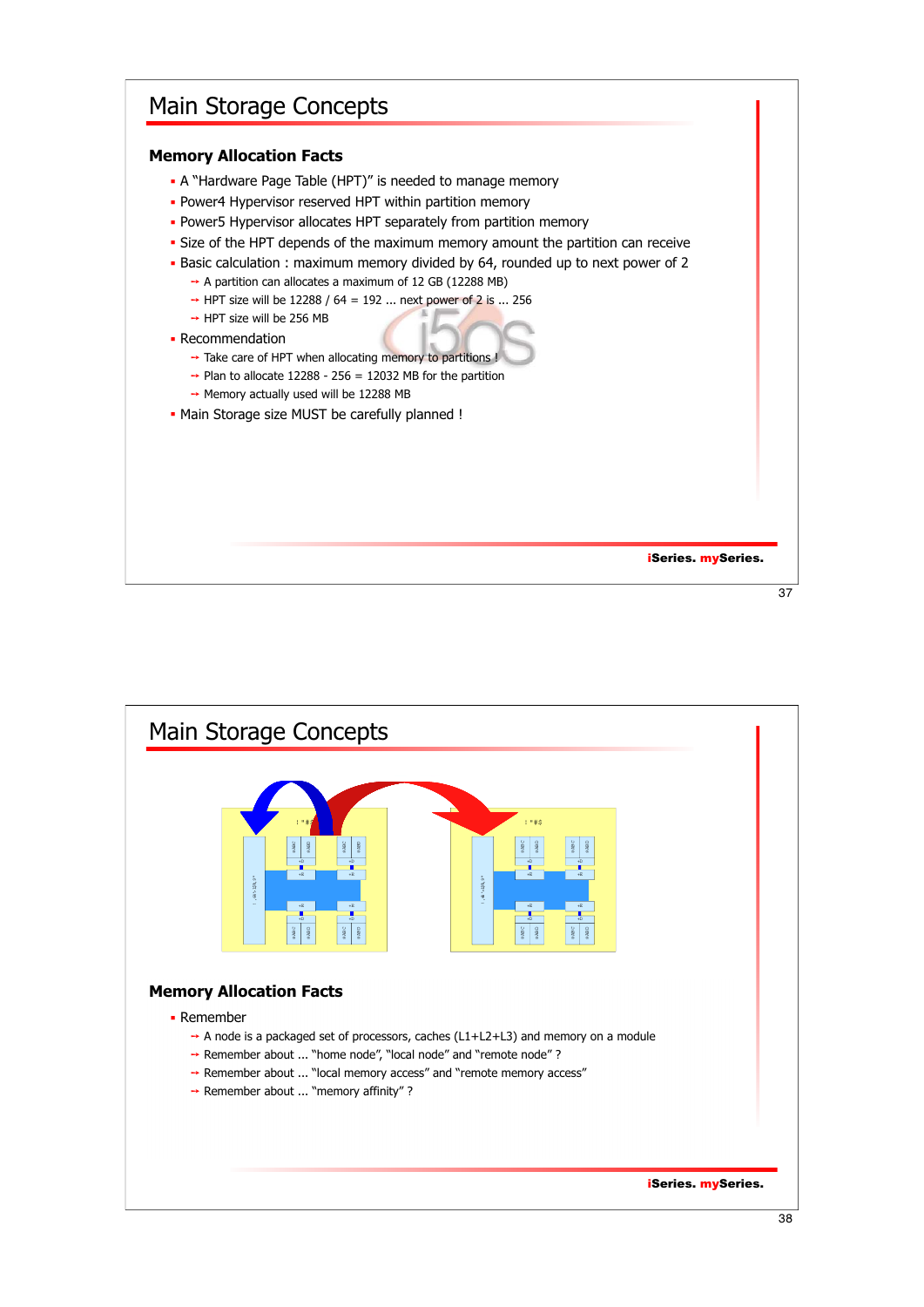# Main Storage Concepts

## Memory Allocation Facts

- A "Hardware Page Table (HPT)" is needed to manage memory
- Power4 Hypervisor reserved HPT within partition memory
- Power5 Hypervisor allocates HPT separately from partition memory
- Size of the HPT depends of the maximum memory amount the partition can receive
- Basic calculation : maximum memory divided by 64, rounded up to next power of 2
  - A partition can allocates a maximum of 12 GB (12288 MB)
  - HPT size will be 12288 / 64 = 192 ... next power of 2 is ... 256
  - HPT size will be 256 MB
- Recommendation
  - Take care of HPT when allocating memory to partitions !
  - Plan to allocate 12288 - 256 = 12032 MB for the partition
  - Memory actually used will be 12288 MB
- Main Storage size MUST be carefully planned !

# Main Storage Concepts

## Memory Allocation Facts

- Remember
  - A node is a packaged set of processors, caches (L1+L2+L3) and memory on a module
  - Remember about ... "home node", "local node" and "remote node" ?
  - Remember about ... "local memory access" and "remote memory access"
  - Remember about ... "memory affinity" ?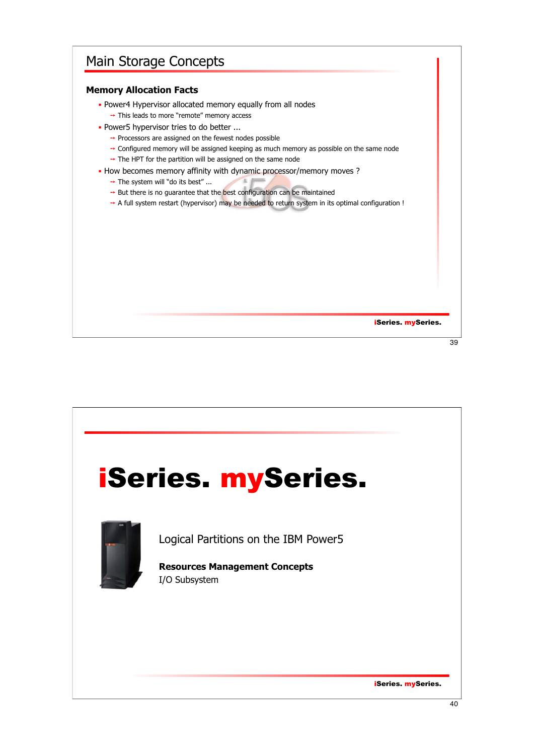## Main Storage Concepts

### Memory Allocation Facts

- Power4 Hypervisor allocated memory equally from all nodes
  - This leads to more "remote" memory access
- Power5 hypervisor tries to do better ...
  - Processors are assigned on the fewest nodes possible
  - Configured memory will be assigned keeping as much memory as possible on the same node
  - The HPT for the partition will be assigned on the same node
- How becomes memory affinity with dynamic processor/memory moves ?
  - The system will "do its best" ...
  - But there is no guarantee that the best configuration can be maintained
  - A full system restart (hypervisor) may be needed to return system in its optimal configuration !

iSeries. mySeries.

---

# iSeries. mySeries.

Logical Partitions on the IBM Power5

**Resources Management Concepts**

I/O Subsystem

iSeries. mySeries.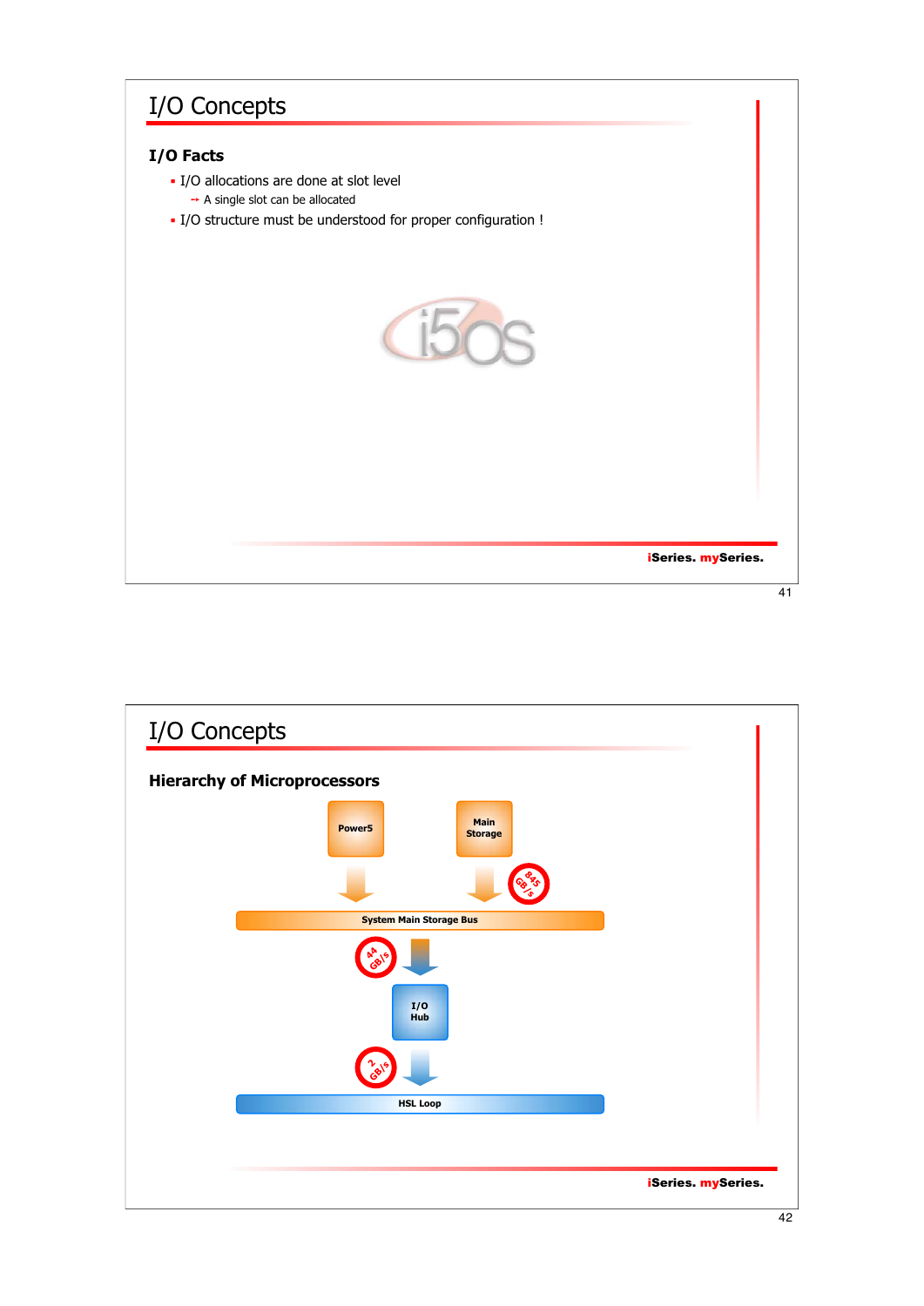# I/O Concepts

## I/O Facts

- I/O allocations are done at slot level
  - A single slot can be allocated
- I/O structure must be understood for proper configuration !

iSeries. mySeries.

# I/O Concepts

## Hierarchy of Microprocessors

Power5

Main Storage

845 GB/s

System Main Storage Bus

44 GB/s

I/O Hub

2 GB/s

HSL Loop

iSeries. mySeries.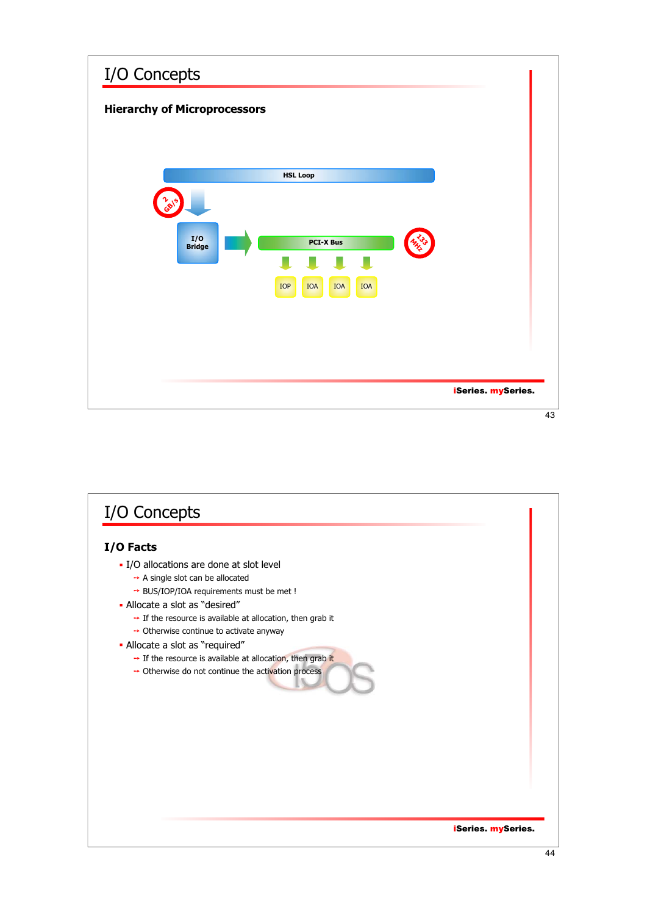# I/O Concepts

## Hierarchy of Microprocessors

HSL Loop

2 GB/s

I/O Bridge

PCI-X Bus

133 MHz

IOP IOA IOA IOA

# I/O Concepts

## I/O Facts

- I/O allocations are done at slot level
  - A single slot can be allocated
  - BUS/IOP/IOA requirements must be met !
- Allocate a slot as "desired"
  - If the resource is available at allocation, then grab it
  - Otherwise continue to activate anyway
- Allocate a slot as "required"
  - If the resource is available at allocation, then grab it
  - Otherwise do not continue the activation process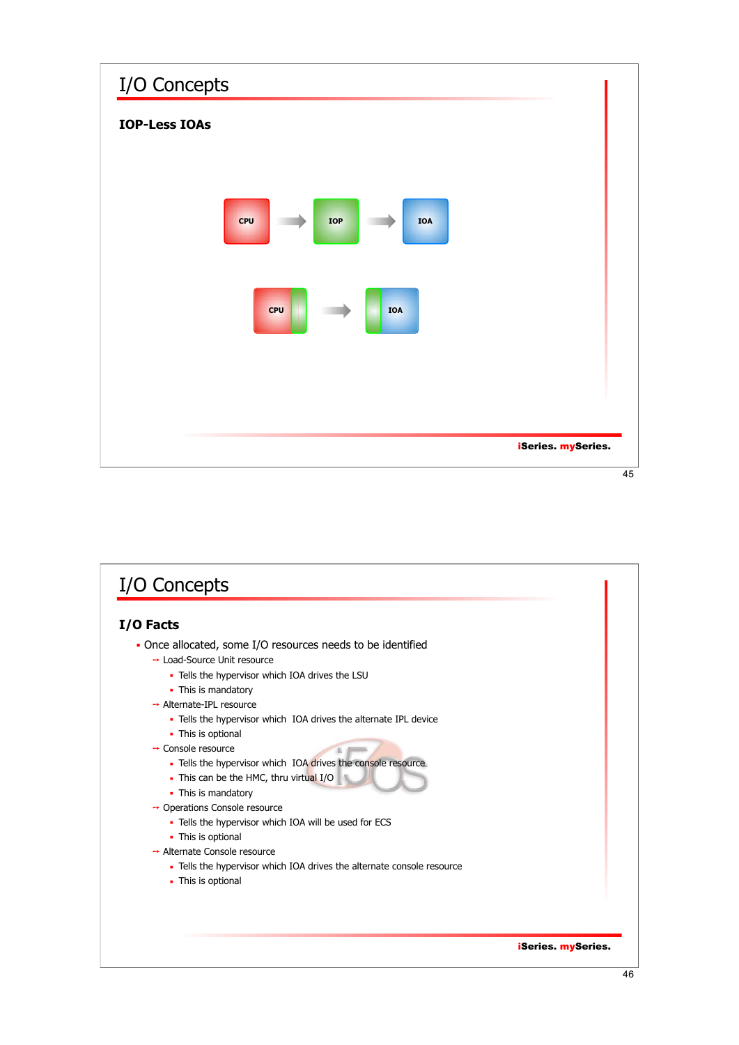# I/O Concepts

## IOP-Less IOAs

CPU → IOP → IOA

CPU → IOA

# I/O Concepts

## I/O Facts

- Once allocated, some I/O resources needs to be identified
  - Load-Source Unit resource
    - Tells the hypervisor which IOA drives the LSU
    - This is mandatory
  - Alternate-IPL resource
    - Tells the hypervisor which IOA drives the alternate IPL device
    - This is optional
  - Console resource
    - Tells the hypervisor which IOA drives the console resource
    - This can be the HMC, thru virtual I/O
    - This is mandatory
  - Operations Console resource
    - Tells the hypervisor which IOA will be used for ECS
    - This is optional
  - Alternate Console resource
    - Tells the hypervisor which IOA drives the alternate console resource
    - This is optional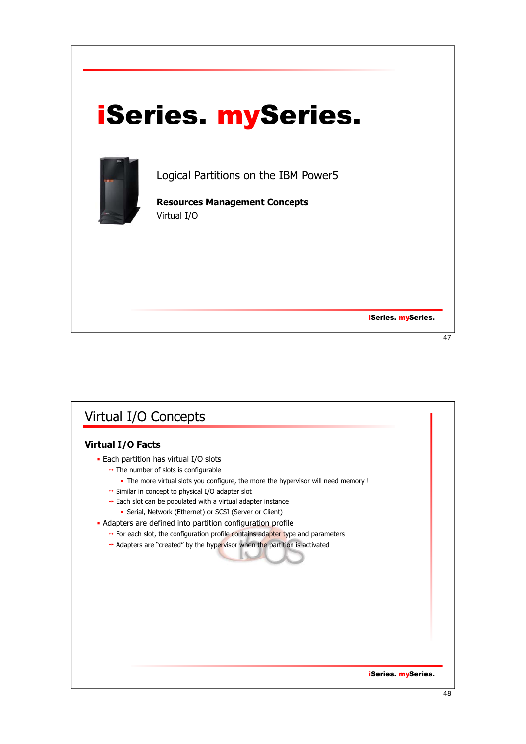# iSeries. mySeries.

Logical Partitions on the IBM Power5

**Resources Management Concepts**

Virtual I/O

## Virtual I/O Concepts

### Virtual I/O Facts

- Each partition has virtual I/O slots
  - The number of slots is configurable
    - The more virtual slots you configure, the more the hypervisor will need memory !
  - Similar in concept to physical I/O adapter slot
  - Each slot can be populated with a virtual adapter instance
    - Serial, Network (Ethernet) or SCSI (Server or Client)
- Adapters are defined into partition configuration profile
  - For each slot, the configuration profile contains adapter type and parameters
  - Adapters are “created” by the hypervisor when the partition is activated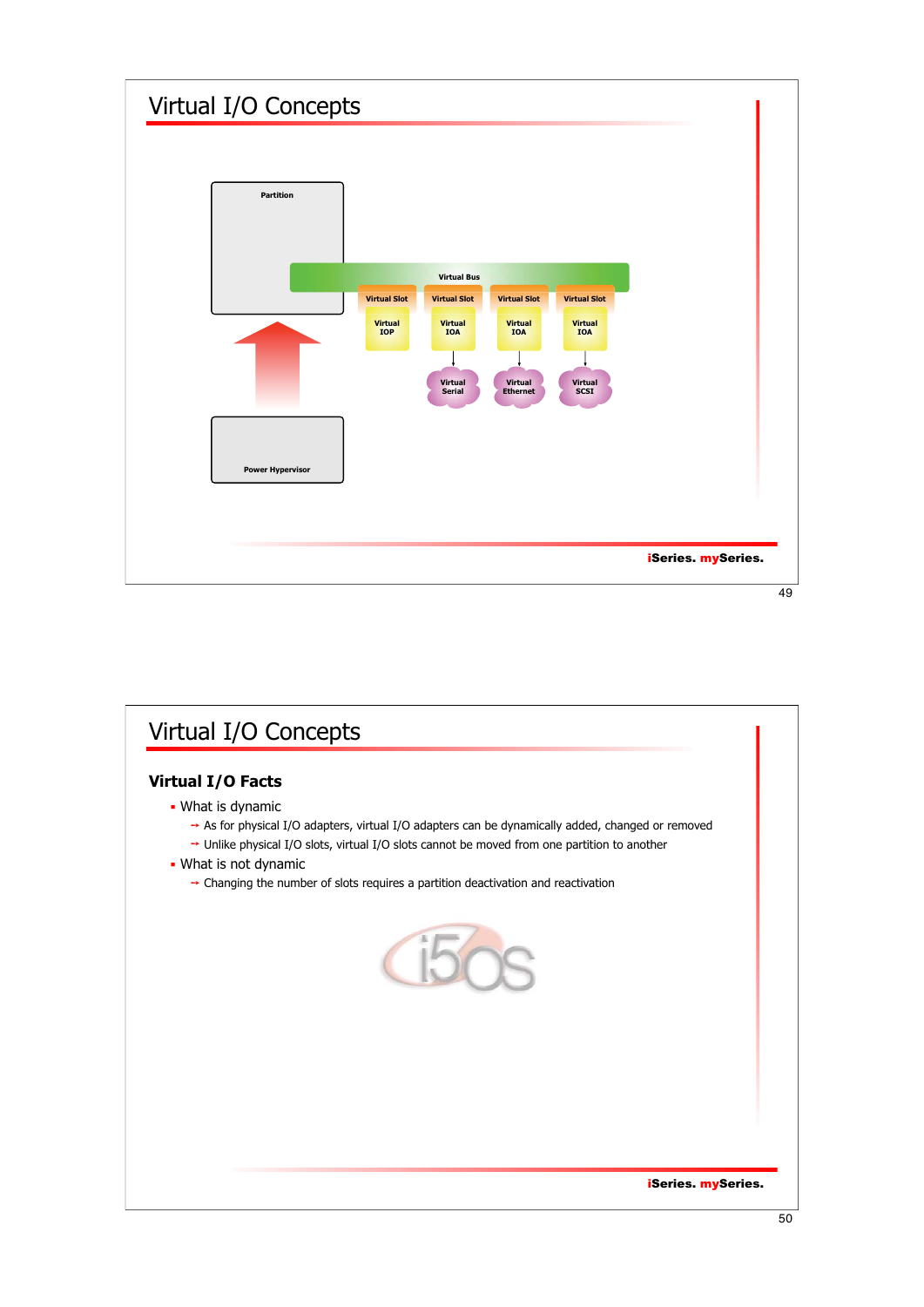# Virtual I/O Concepts

Partition

Virtual Bus

| Virtual Slot | Virtual Slot | Virtual Slot | Virtual Slot |
|---|---|---|---|
| Virtual IOP | Virtual IOA | Virtual IOA | Virtual IOA |
| | Virtual Serial | Virtual Ethernet | Virtual SCSI |

Power Hypervisor

# Virtual I/O Concepts

## Virtual I/O Facts

- What is dynamic
  - As for physical I/O adapters, virtual I/O adapters can be dynamically added, changed or removed
  - Unlike physical I/O slots, virtual I/O slots cannot be moved from one partition to another
- What is not dynamic
  - Changing the number of slots requires a partition deactivation and reactivation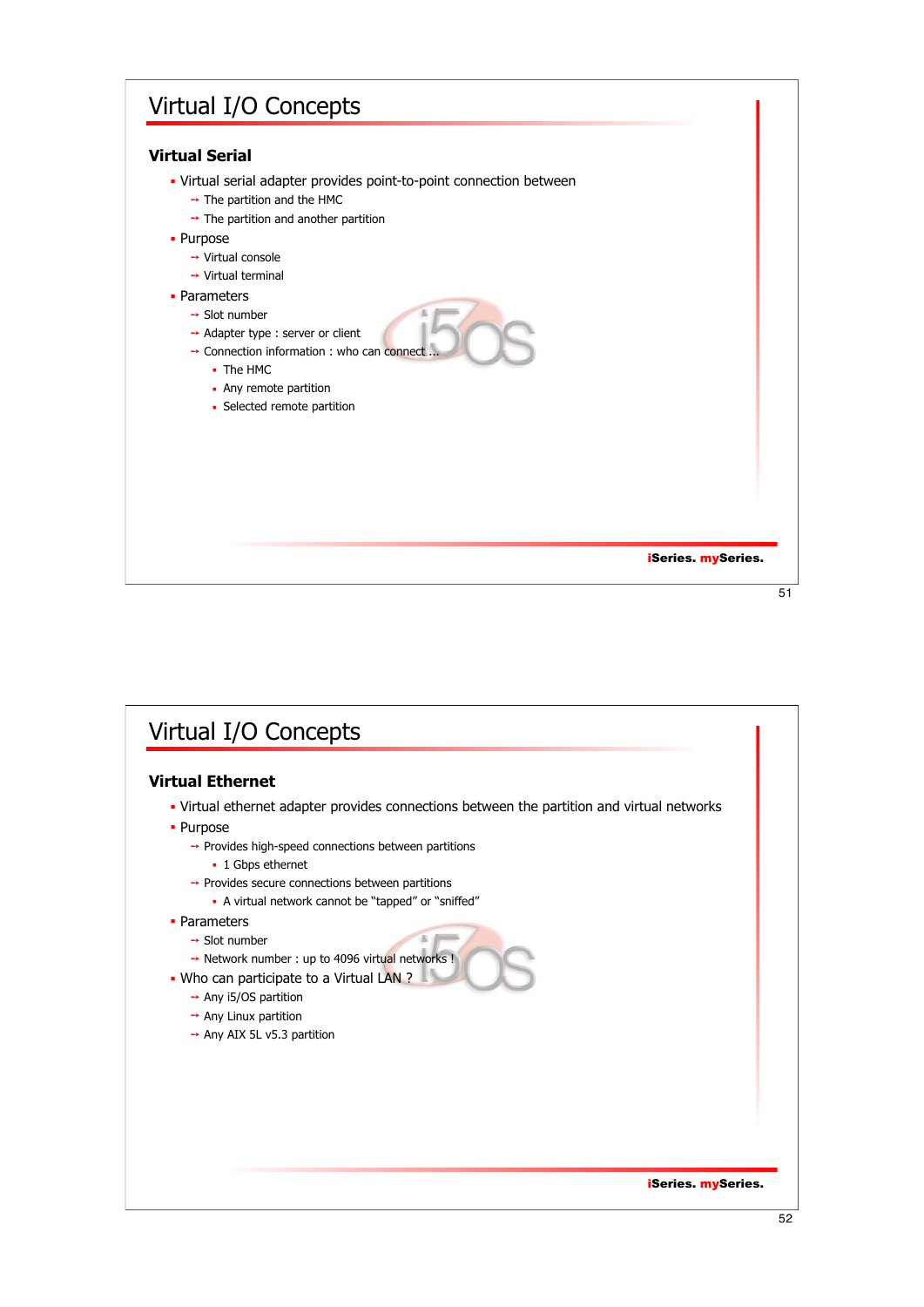# Virtual I/O Concepts

## Virtual Serial

- Virtual serial adapter provides point-to-point connection between
  - The partition and the HMC
  - The partition and another partition
- Purpose
  - Virtual console
  - Virtual terminal
- Parameters
  - Slot number
  - Adapter type : server or client
  - Connection information : who can connect ...
    - The HMC
    - Any remote partition
    - Selected remote partition

iSeries. mySeries.

# Virtual I/O Concepts

## Virtual Ethernet

- Virtual ethernet adapter provides connections between the partition and virtual networks
- Purpose
  - Provides high-speed connections between partitions
    - 1 Gbps ethernet
  - Provides secure connections between partitions
    - A virtual network cannot be "tapped" or "sniffed"
- Parameters
  - Slot number
  - Network number : up to 4096 virtual networks !
- Who can participate to a Virtual LAN ?
  - Any i5/OS partition
  - Any Linux partition
  - Any AIX 5L v5.3 partition

iSeries. mySeries.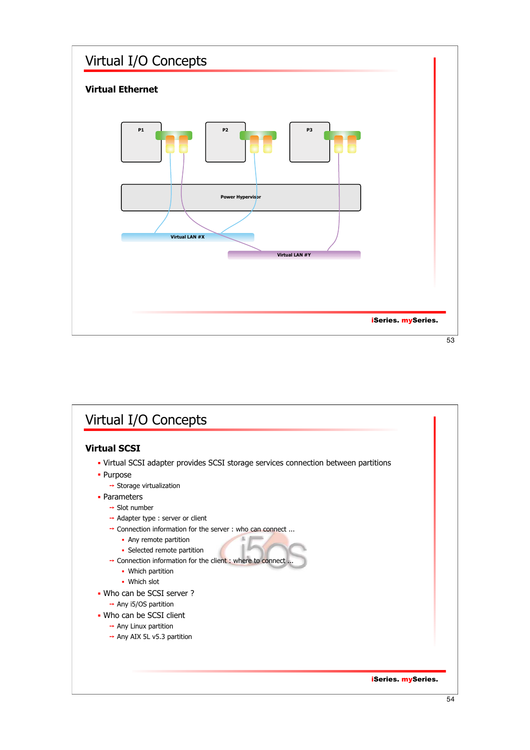# Virtual I/O Concepts

## Virtual Ethernet

P1

P2

P3

Power Hypervisor

Virtual LAN #X

Virtual LAN #Y

iSeries. mySeries.

# Virtual I/O Concepts

## Virtual SCSI

- Virtual SCSI adapter provides SCSI storage services connection between partitions
- Purpose
  - Storage virtualization
- Parameters
  - Slot number
  - Adapter type : server or client
  - Connection information for the server : who can connect ...
    - Any remote partition
    - Selected remote partition
  - Connection information for the client : where to connect ...
    - Which partition
    - Which slot
- Who can be SCSI server ?
  - Any i5/OS partition
- Who can be SCSI client
  - Any Linux partition
  - Any AIX 5L v5.3 partition

iSeries. mySeries.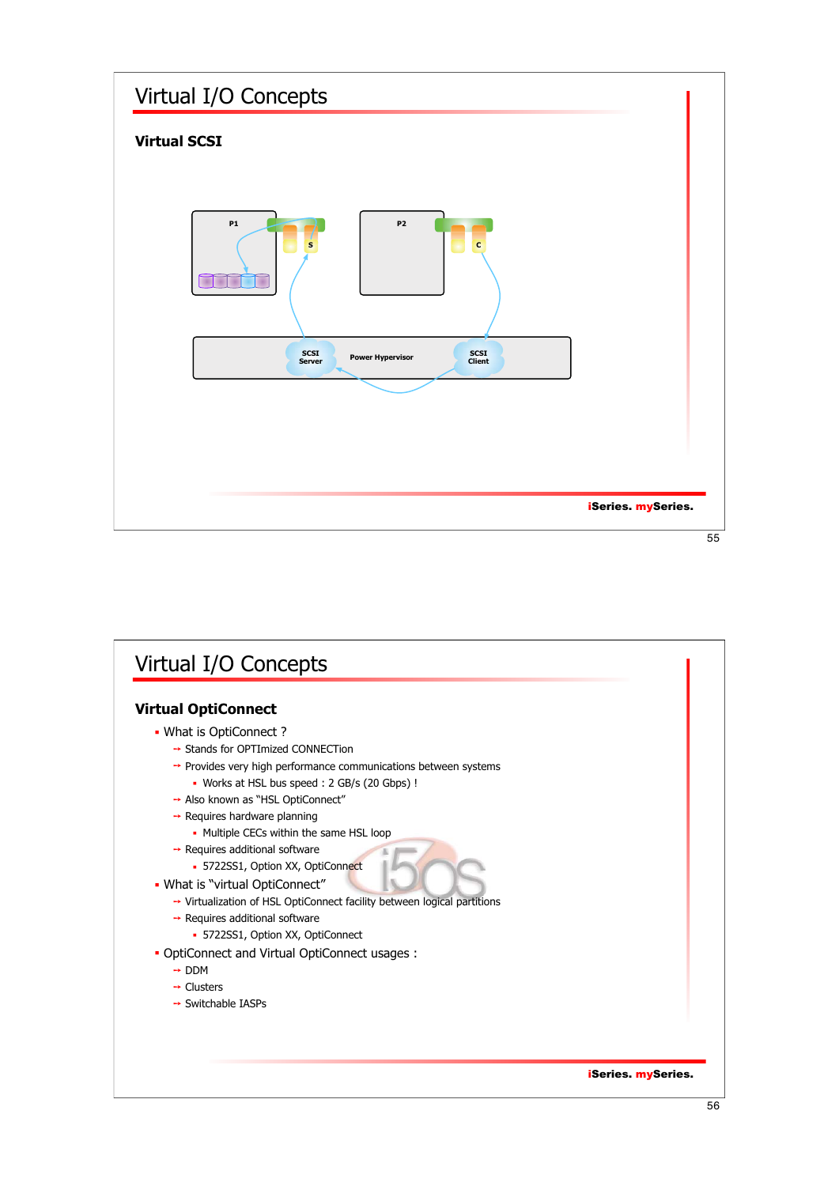# Virtual I/O Concepts

## Virtual SCSI

P1 — S

P2 — C

SCSI Server — Power Hypervisor — SCSI Client

# Virtual I/O Concepts

## Virtual OptiConnect

- What is OptiConnect ?
  - Stands for OPTImized CONNECTion
  - Provides very high performance communications between systems
    - Works at HSL bus speed : 2 GB/s (20 Gbps) !
  - Also known as "HSL OptiConnect"
  - Requires hardware planning
    - Multiple CECs within the same HSL loop
  - Requires additional software
    - 5722SS1, Option XX, OptiConnect
- What is "virtual OptiConnect"
  - Virtualization of HSL OptiConnect facility between logical partitions
  - Requires additional software
    - 5722SS1, Option XX, OptiConnect
- OptiConnect and Virtual OptiConnect usages :
  - DDM
  - Clusters
  - Switchable IASPs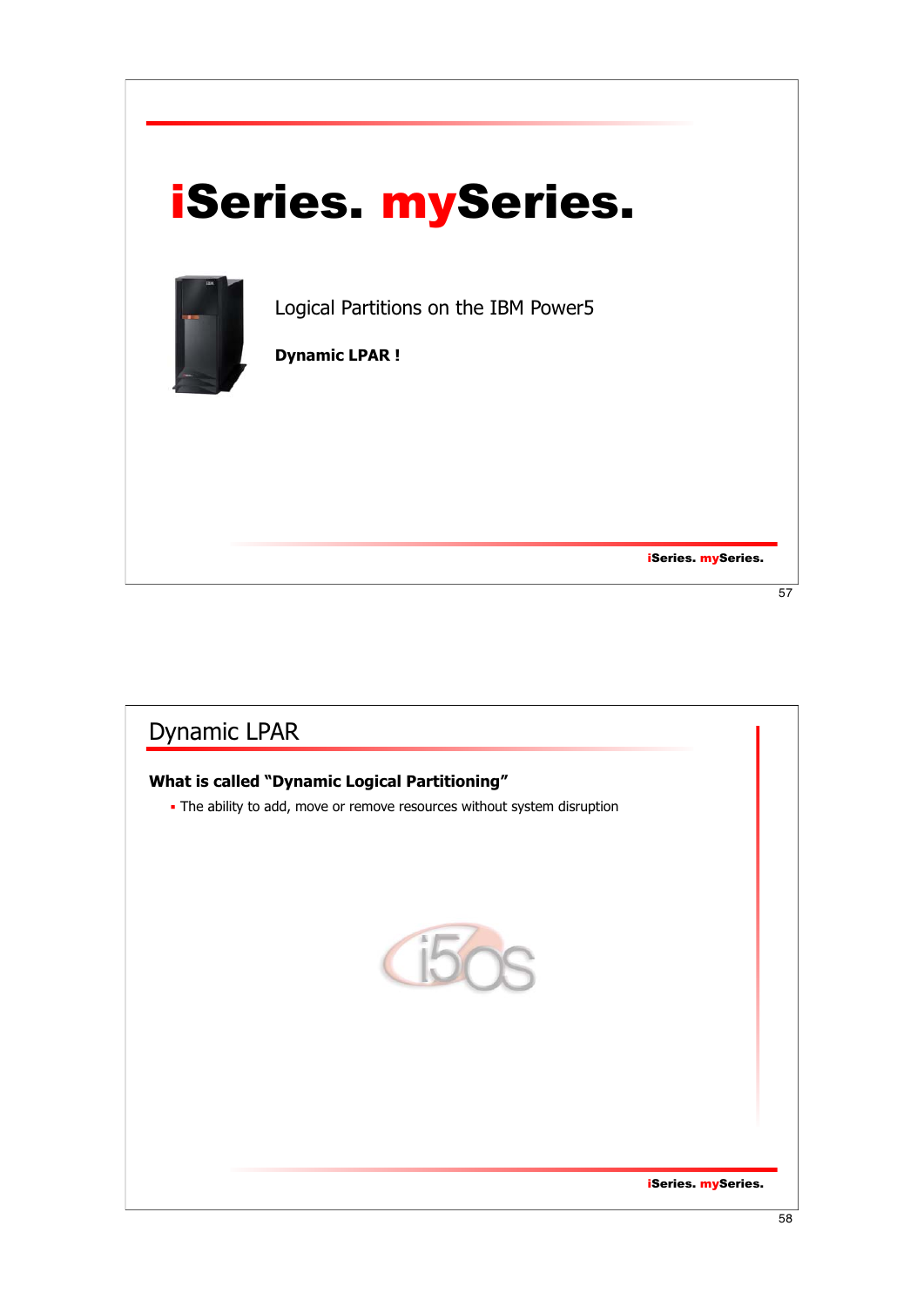# iSeries. mySeries.

Logical Partitions on the IBM Power5

**Dynamic LPAR !**

## Dynamic LPAR

**What is called "Dynamic Logical Partitioning"**

- The ability to add, move or remove resources without system disruption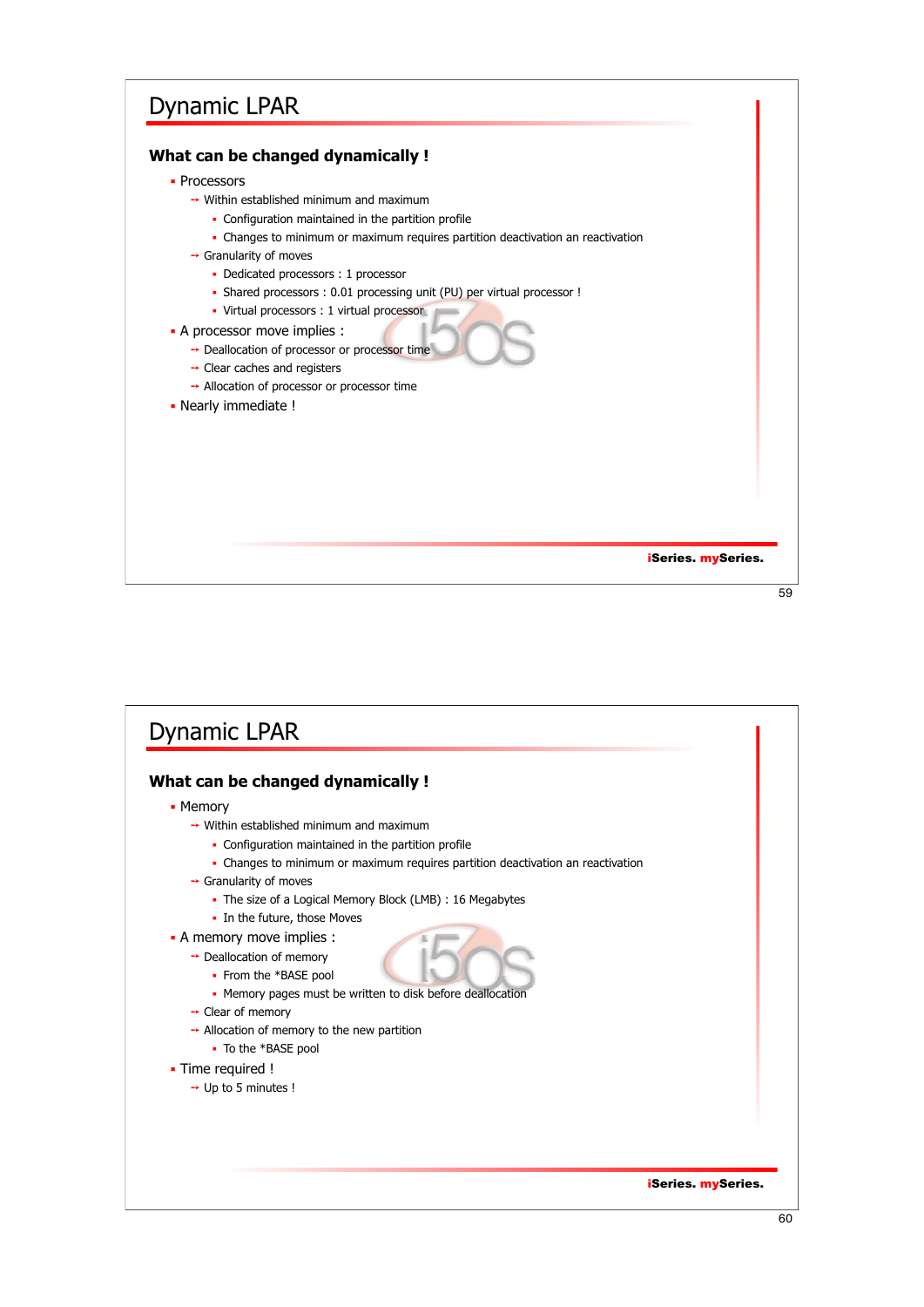# Dynamic LPAR

### What can be changed dynamically !

- Processors
  - Within established minimum and maximum
    - Configuration maintained in the partition profile
    - Changes to minimum or maximum requires partition deactivation an reactivation
  - Granularity of moves
    - Dedicated processors : 1 processor
    - Shared processors : 0.01 processing unit (PU) per virtual processor !
    - Virtual processors : 1 virtual processor
- A processor move implies :
  - Deallocation of processor or processor time
  - Clear caches and registers
  - Allocation of processor or processor time
- Nearly immediate !

iSeries. mySeries.

# Dynamic LPAR

### What can be changed dynamically !

- Memory
  - Within established minimum and maximum
    - Configuration maintained in the partition profile
    - Changes to minimum or maximum requires partition deactivation an reactivation
  - Granularity of moves
    - The size of a Logical Memory Block (LMB) : 16 Megabytes
    - In the future, those Moves
- A memory move implies :
  - Deallocation of memory
    - From the *BASE pool
    - Memory pages must be written to disk before deallocation
  - Clear of memory
  - Allocation of memory to the new partition
    - To the *BASE pool
- Time required !
  - Up to 5 minutes !

iSeries. mySeries.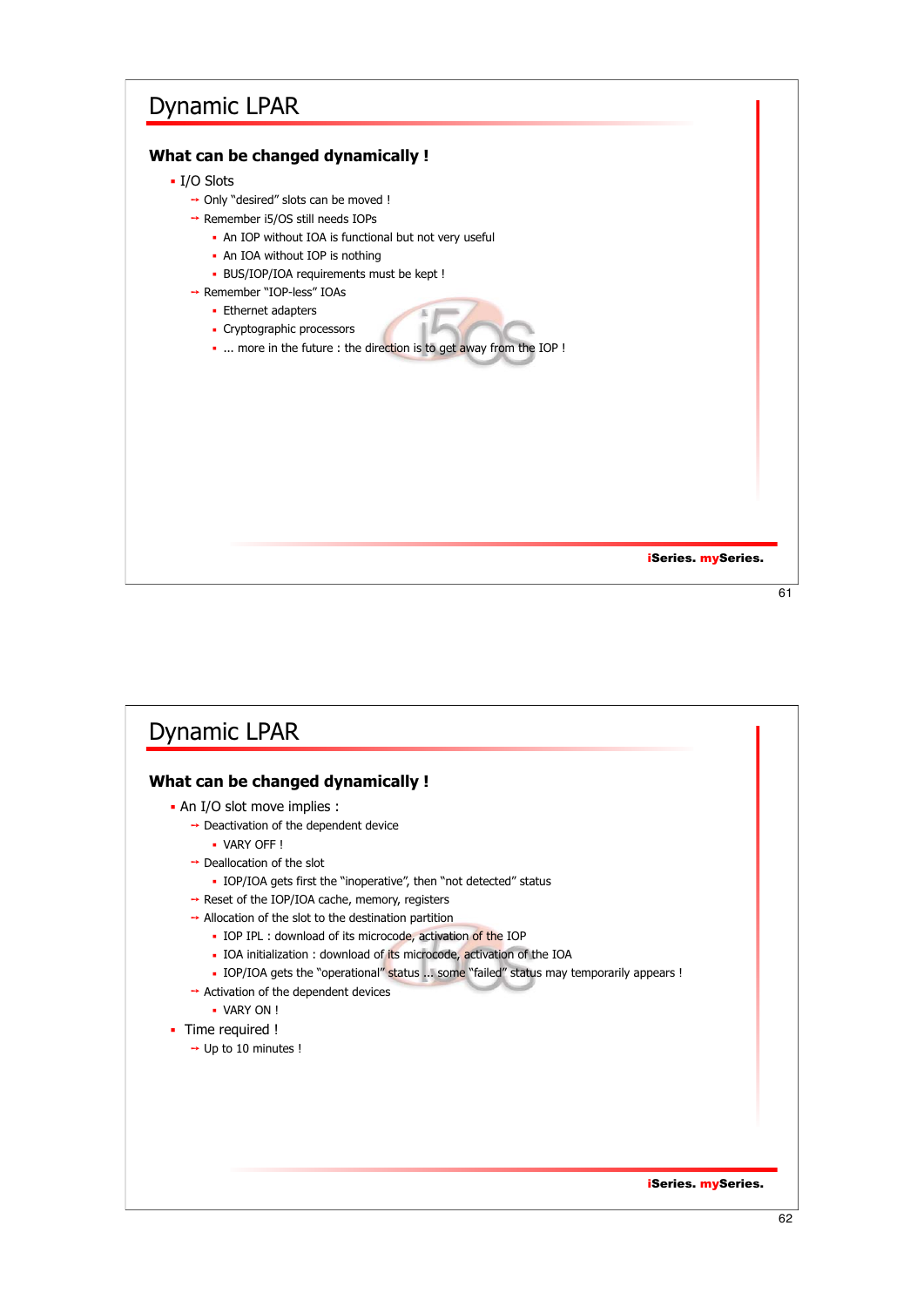# Dynamic LPAR

## What can be changed dynamically !

- I/O Slots
  - Only "desired" slots can be moved !
  - Remember i5/OS still needs IOPs
    - An IOP without IOA is functional but not very useful
    - An IOA without IOP is nothing
    - BUS/IOP/IOA requirements must be kept !
  - Remember "IOP-less" IOAs
    - Ethernet adapters
    - Cryptographic processors
    - ... more in the future : the direction is to get away from the IOP !

**iSeries. mySeries.**

# Dynamic LPAR

## What can be changed dynamically !

- An I/O slot move implies :
  - Deactivation of the dependent device
    - VARY OFF !
  - Deallocation of the slot
    - IOP/IOA gets first the "inoperative", then "not detected" status
  - Reset of the IOP/IOA cache, memory, registers
  - Allocation of the slot to the destination partition
    - IOP IPL : download of its microcode, activation of the IOP
    - IOA initialization : download of its microcode, activation of the IOA
    - IOP/IOA gets the "operational" status ... some "failed" status may temporarily appears !
  - Activation of the dependent devices
    - VARY ON !
- Time required !
  - Up to 10 minutes !

**iSeries. mySeries.**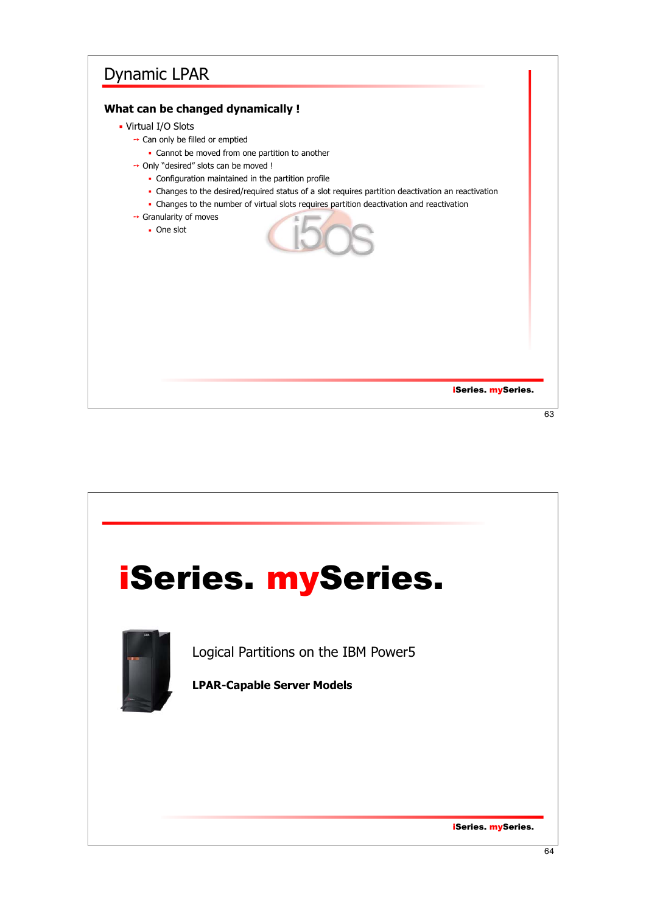# Dynamic LPAR

**What can be changed dynamically !**

- Virtual I/O Slots
  - Can only be filled or emptied
    - Cannot be moved from one partition to another
  - Only "desired" slots can be moved !
    - Configuration maintained in the partition profile
    - Changes to the desired/required status of a slot requires partition deactivation an reactivation
    - Changes to the number of virtual slots requires partition deactivation and reactivation
  - Granularity of moves
    - One slot

---

# iSeries. mySeries.

Logical Partitions on the IBM Power5

**LPAR-Capable Server Models**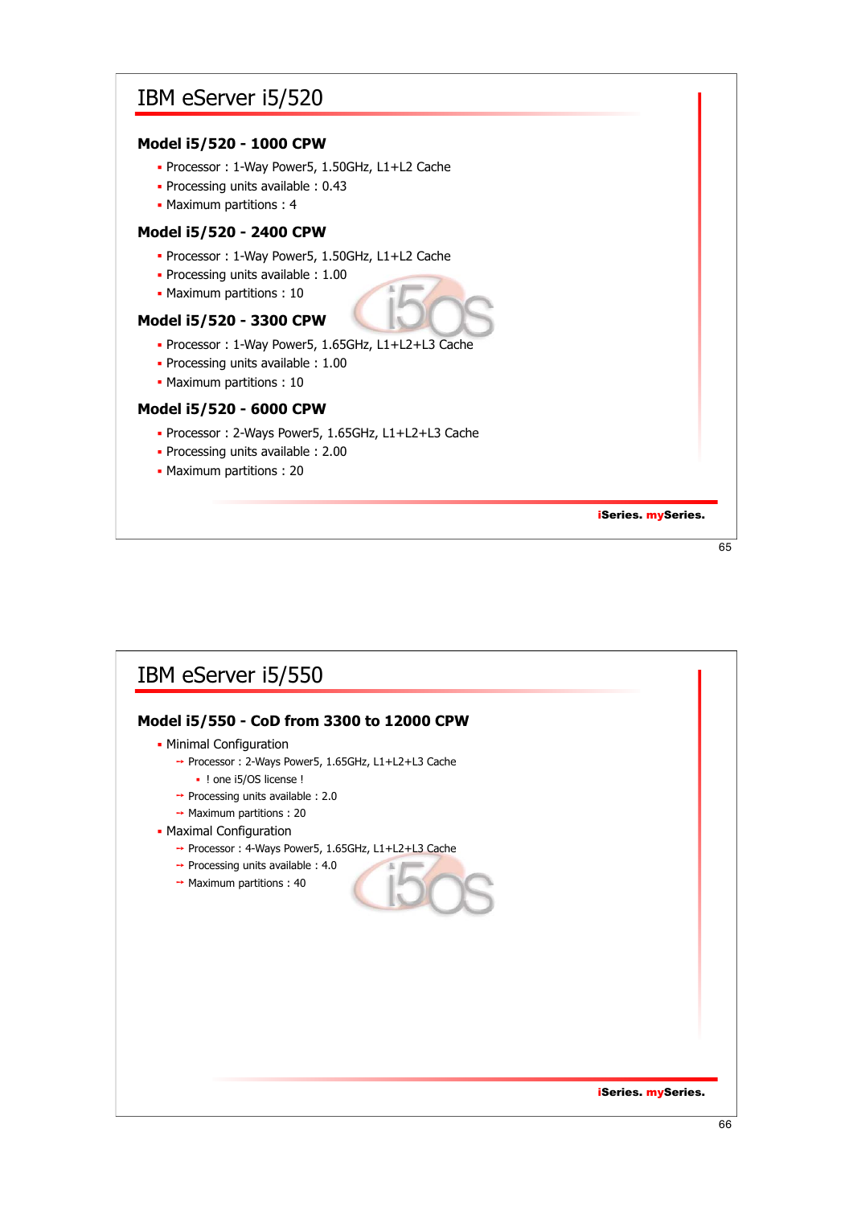# IBM eServer i5/520

### Model i5/520 - 1000 CPW

- Processor : 1-Way Power5, 1.50GHz, L1+L2 Cache
- Processing units available : 0.43
- Maximum partitions : 4

### Model i5/520 - 2400 CPW

- Processor : 1-Way Power5, 1.50GHz, L1+L2 Cache
- Processing units available : 1.00
- Maximum partitions : 10

### Model i5/520 - 3300 CPW

- Processor : 1-Way Power5, 1.65GHz, L1+L2+L3 Cache
- Processing units available : 1.00
- Maximum partitions : 10

### Model i5/520 - 6000 CPW

- Processor : 2-Ways Power5, 1.65GHz, L1+L2+L3 Cache
- Processing units available : 2.00
- Maximum partitions : 20

**iSeries. mySeries.**

# IBM eServer i5/550

### Model i5/550 - CoD from 3300 to 12000 CPW

- Minimal Configuration
  - Processor : 2-Ways Power5, 1.65GHz, L1+L2+L3 Cache
    - ! one i5/OS license !
  - Processing units available : 2.0
  - Maximum partitions : 20
- Maximal Configuration
  - Processor : 4-Ways Power5, 1.65GHz, L1+L2+L3 Cache
  - Processing units available : 4.0
  - Maximum partitions : 40

**iSeries. mySeries.**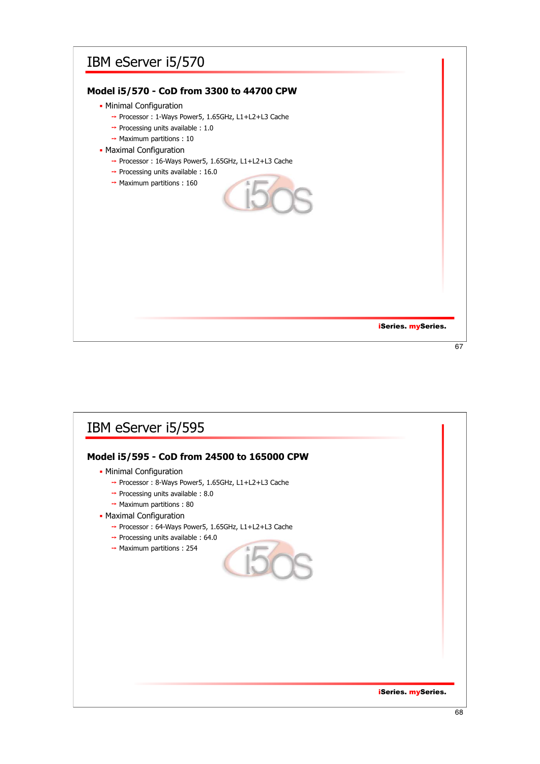# IBM eServer i5/570

### Model i5/570 - CoD from 3300 to 44700 CPW

- Minimal Configuration
  - Processor : 1-Ways Power5, 1.65GHz, L1+L2+L3 Cache
  - Processing units available : 1.0
  - Maximum partitions : 10
- Maximal Configuration
  - Processor : 16-Ways Power5, 1.65GHz, L1+L2+L3 Cache
  - Processing units available : 16.0
  - Maximum partitions : 160

**iSeries. mySeries.**

# IBM eServer i5/595

### Model i5/595 - CoD from 24500 to 165000 CPW

- Minimal Configuration
  - Processor : 8-Ways Power5, 1.65GHz, L1+L2+L3 Cache
  - Processing units available : 8.0
  - Maximum partitions : 80
- Maximal Configuration
  - Processor : 64-Ways Power5, 1.65GHz, L1+L2+L3 Cache
  - Processing units available : 64.0
  - Maximum partitions : 254

**iSeries. mySeries.**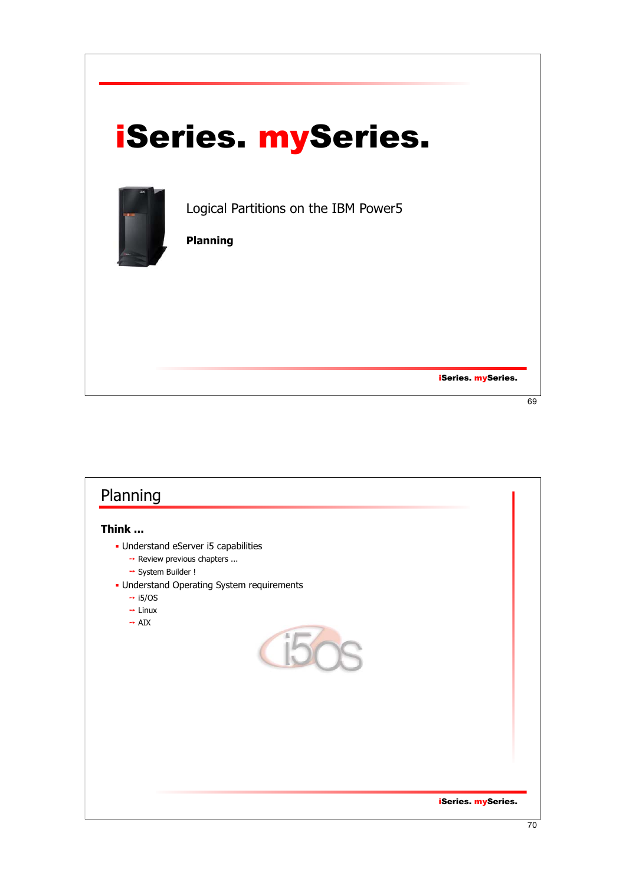# iSeries. mySeries.

Logical Partitions on the IBM Power5

**Planning**

## Planning

**Think ...**

- Understand eServer i5 capabilities
  - Review previous chapters ...
  - System Builder !
- Understand Operating System requirements
  - i5/OS
  - Linux
  - AIX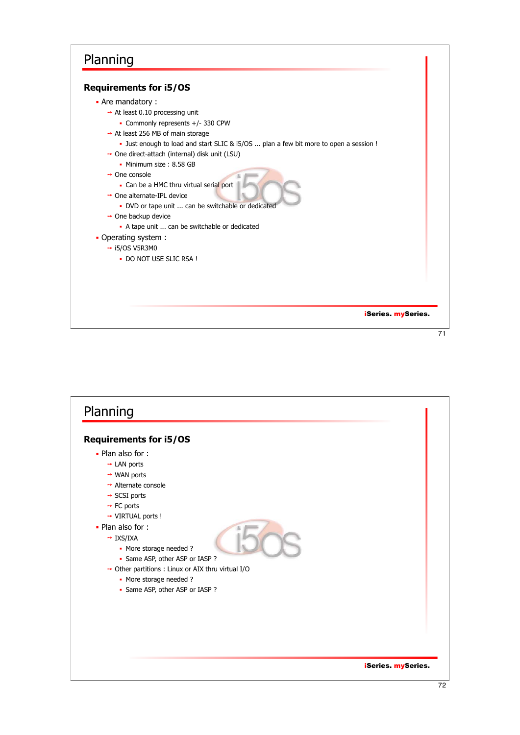# Planning

## Requirements for i5/OS

- Are mandatory :
  - At least 0.10 processing unit
    - Commonly represents +/- 330 CPW
  - At least 256 MB of main storage
    - Just enough to load and start SLIC & i5/OS ... plan a few bit more to open a session !
  - One direct-attach (internal) disk unit (LSU)
    - Minimum size : 8.58 GB
  - One console
    - Can be a HMC thru virtual serial port
  - One alternate-IPL device
    - DVD or tape unit ... can be switchable or dedicated
  - One backup device
    - A tape unit ... can be switchable or dedicated
- Operating system :
  - i5/OS V5R3M0
    - DO NOT USE SLIC RSA !

**iSeries. mySeries.**

# Planning

## Requirements for i5/OS

- Plan also for :
  - LAN ports
  - WAN ports
  - Alternate console
  - SCSI ports
  - FC ports
  - VIRTUAL ports !
- Plan also for :
  - IXS/IXA
    - More storage needed ?
    - Same ASP, other ASP or IASP ?
  - Other partitions : Linux or AIX thru virtual I/O
    - More storage needed ?
    - Same ASP, other ASP or IASP ?

**iSeries. mySeries.**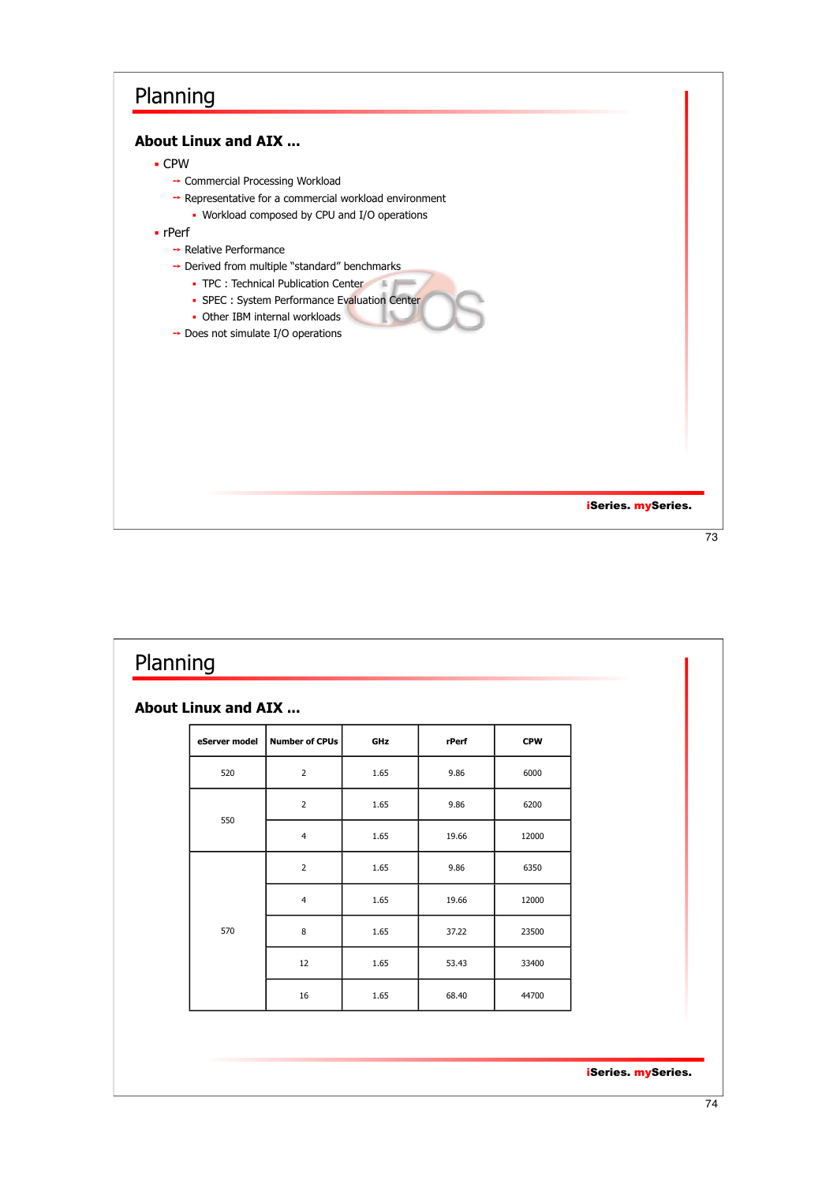# Planning

## About Linux and AIX ...

- CPW
  - Commercial Processing Workload
  - Representative for a commercial workload environment
    - Workload composed by CPU and I/O operations
- rPerf
  - Relative Performance
  - Derived from multiple "standard" benchmarks
    - TPC : Technical Publication Center
    - SPEC : System Performance Evaluation Center
    - Other IBM internal workloads
  - Does not simulate I/O operations

iSeries. mySeries.

# Planning

## About Linux and AIX ...

| eServer model | Number of CPUs | GHz | rPerf | CPW |
|---|---|---|---|---|
| 520 | 2 | 1.65 | 9.86 | 6000 |
| 550 | 2 | 1.65 | 9.86 | 6200 |
| | 4 | 1.65 | 19.66 | 12000 |
| 570 | 2 | 1.65 | 9.86 | 6350 |
| | 4 | 1.65 | 19.66 | 12000 |
| | 8 | 1.65 | 37.22 | 23500 |
| | 12 | 1.65 | 53.43 | 33400 |
| | 16 | 1.65 | 68.40 | 44700 |

iSeries. mySeries.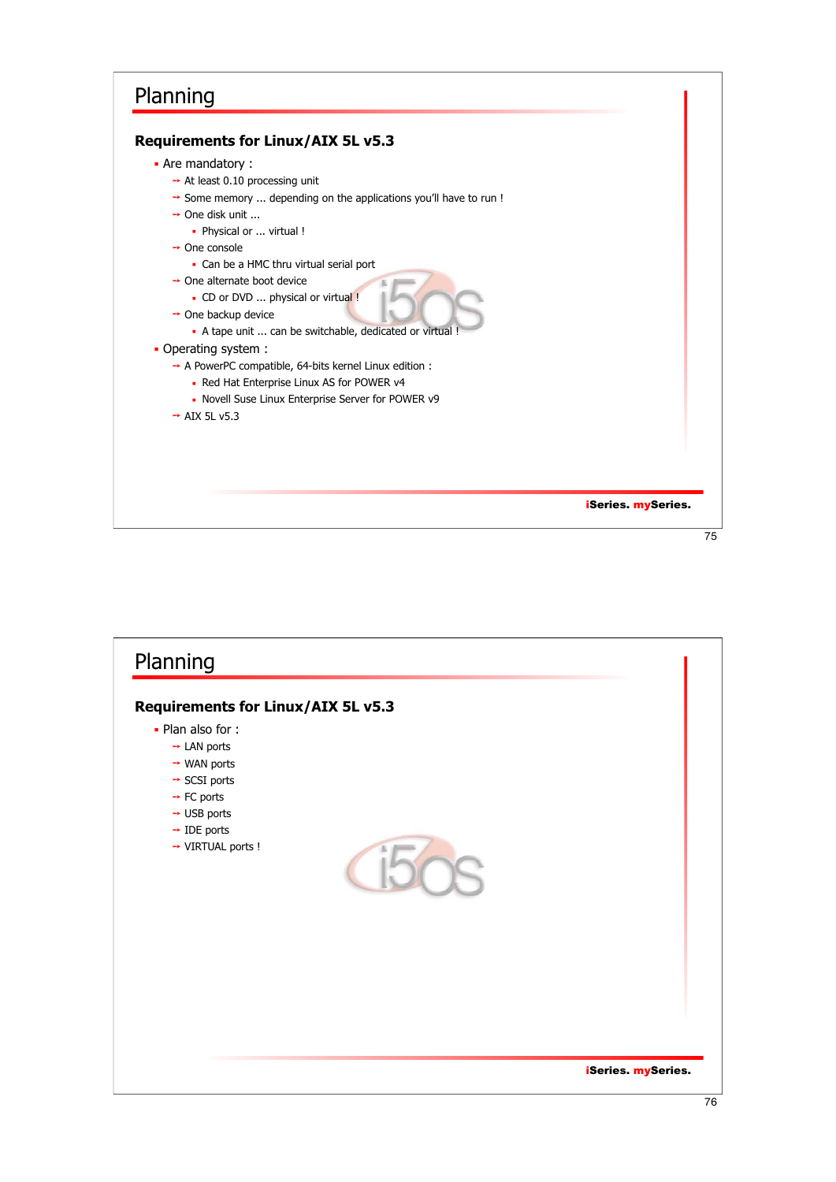## Planning

### Requirements for Linux/AIX 5L v5.3

- Are mandatory :
  - At least 0.10 processing unit
  - Some memory ... depending on the applications you'll have to run !
  - One disk unit ...
    - Physical or ... virtual !
  - One console
    - Can be a HMC thru virtual serial port
  - One alternate boot device
    - CD or DVD ... physical or virtual !
  - One backup device
    - A tape unit ... can be switchable, dedicated or virtual !
- Operating system :
  - A PowerPC compatible, 64-bits kernel Linux edition :
    - Red Hat Enterprise Linux AS for POWER v4
    - Novell Suse Linux Enterprise Server for POWER v9
  - AIX 5L v5.3

**iSeries. mySeries.**

## Planning

### Requirements for Linux/AIX 5L v5.3

- Plan also for :
  - LAN ports
  - WAN ports
  - SCSI ports
  - FC ports
  - USB ports
  - IDE ports
  - VIRTUAL ports !

**iSeries. mySeries.**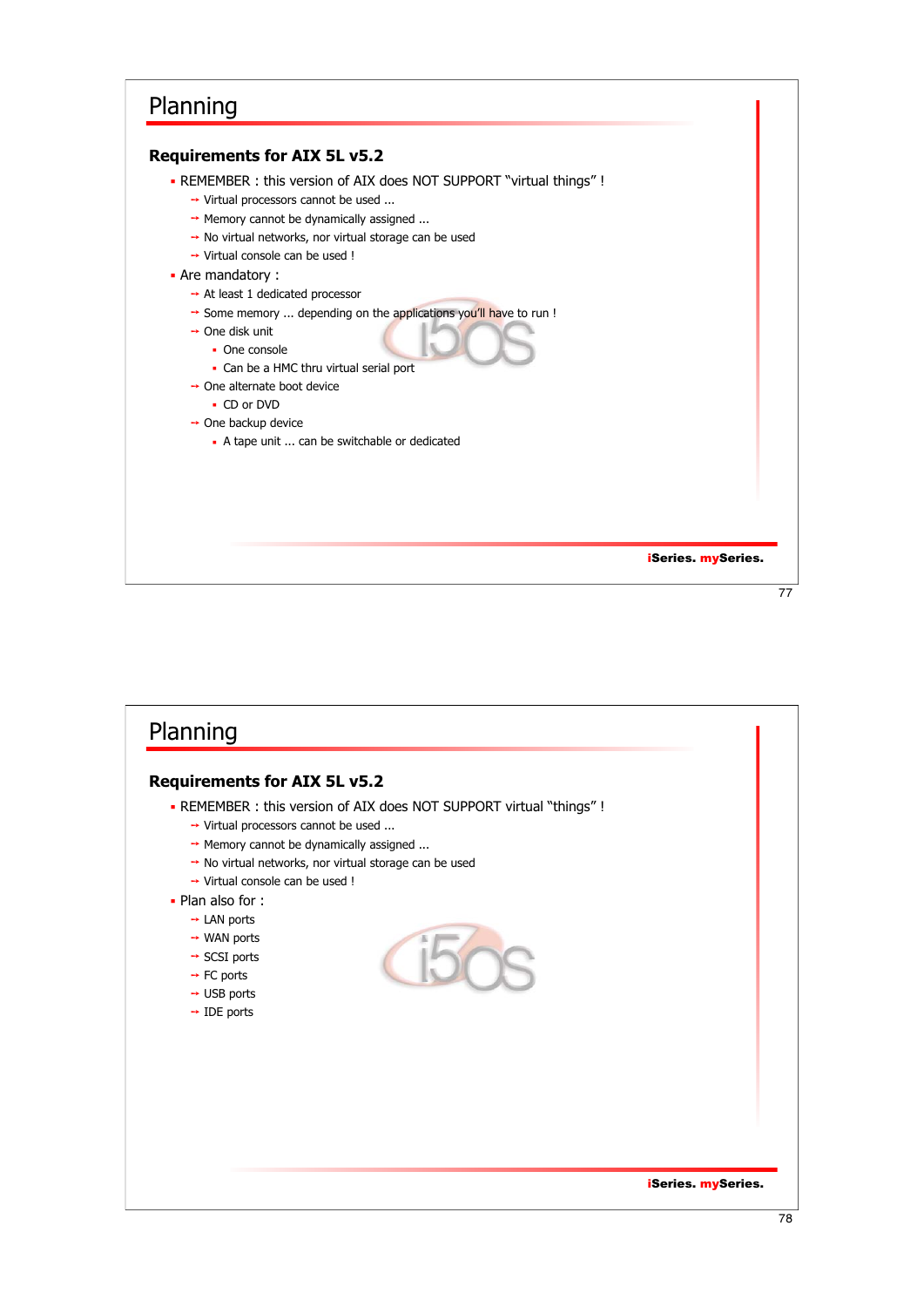## Planning

### Requirements for AIX 5L v5.2

- REMEMBER : this version of AIX does NOT SUPPORT "virtual things" !
  - Virtual processors cannot be used ...
  - Memory cannot be dynamically assigned ...
  - No virtual networks, nor virtual storage can be used
  - Virtual console can be used !
- Are mandatory :
  - At least 1 dedicated processor
  - Some memory ... depending on the applications you'll have to run !
  - One disk unit
    - One console
    - Can be a HMC thru virtual serial port
  - One alternate boot device
    - CD or DVD
  - One backup device
    - A tape unit ... can be switchable or dedicated

**iSeries. mySeries.**

## Planning

### Requirements for AIX 5L v5.2

- REMEMBER : this version of AIX does NOT SUPPORT virtual "things" !
  - Virtual processors cannot be used ...
  - Memory cannot be dynamically assigned ...
  - No virtual networks, nor virtual storage can be used
  - Virtual console can be used !
- Plan also for :
  - LAN ports
  - WAN ports
  - SCSI ports
  - FC ports
  - USB ports
  - IDE ports

**iSeries. mySeries.**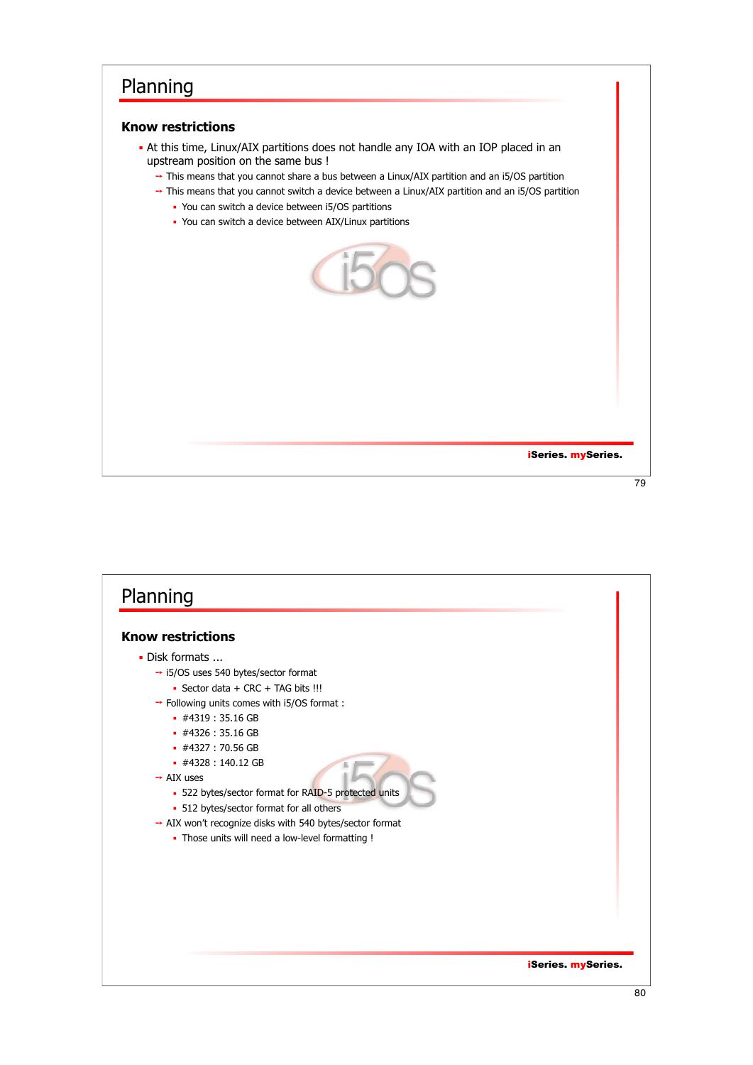# Planning

## Know restrictions

- At this time, Linux/AIX partitions does not handle any IOA with an IOP placed in an upstream position on the same bus !
  - This means that you cannot share a bus between a Linux/AIX partition and an i5/OS partition
  - This means that you cannot switch a device between a Linux/AIX partition and an i5/OS partition
    - You can switch a device between i5/OS partitions
    - You can switch a device between AIX/Linux partitions

iSeries. mySeries.

# Planning

## Know restrictions

- Disk formats ...
  - i5/OS uses 540 bytes/sector format
    - Sector data + CRC + TAG bits !!!
  - Following units comes with i5/OS format :
    - #4319 : 35.16 GB
    - #4326 : 35.16 GB
    - #4327 : 70.56 GB
    - #4328 : 140.12 GB
  - AIX uses
    - 522 bytes/sector format for RAID-5 protected units
    - 512 bytes/sector format for all others
  - AIX won't recognize disks with 540 bytes/sector format
    - Those units will need a low-level formatting !

iSeries. mySeries.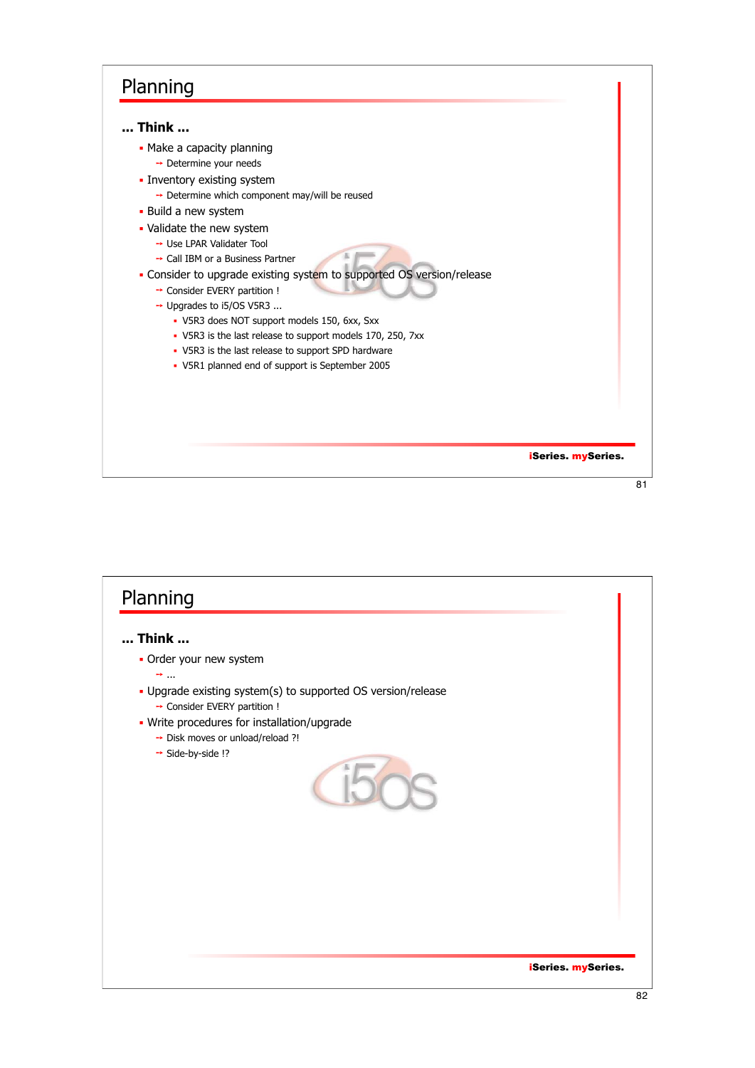## Planning

**... Think ...**

- Make a capacity planning
  - → Determine your needs
- Inventory existing system
  - → Determine which component may/will be reused
- Build a new system
- Validate the new system
  - → Use LPAR Validater Tool
  - → Call IBM or a Business Partner
- Consider to upgrade existing system to supported OS version/release
  - → Consider EVERY partition !
  - → Upgrades to i5/OS V5R3 ...
    - V5R3 does NOT support models 150, 6xx, Sxx
    - V5R3 is the last release to support models 170, 250, 7xx
    - V5R3 is the last release to support SPD hardware
    - V5R1 planned end of support is September 2005

## Planning

**... Think ...**

- Order your new system
  - → ...
- Upgrade existing system(s) to supported OS version/release
  - → Consider EVERY partition !
- Write procedures for installation/upgrade
  - → Disk moves or unload/reload ?!
  - → Side-by-side !?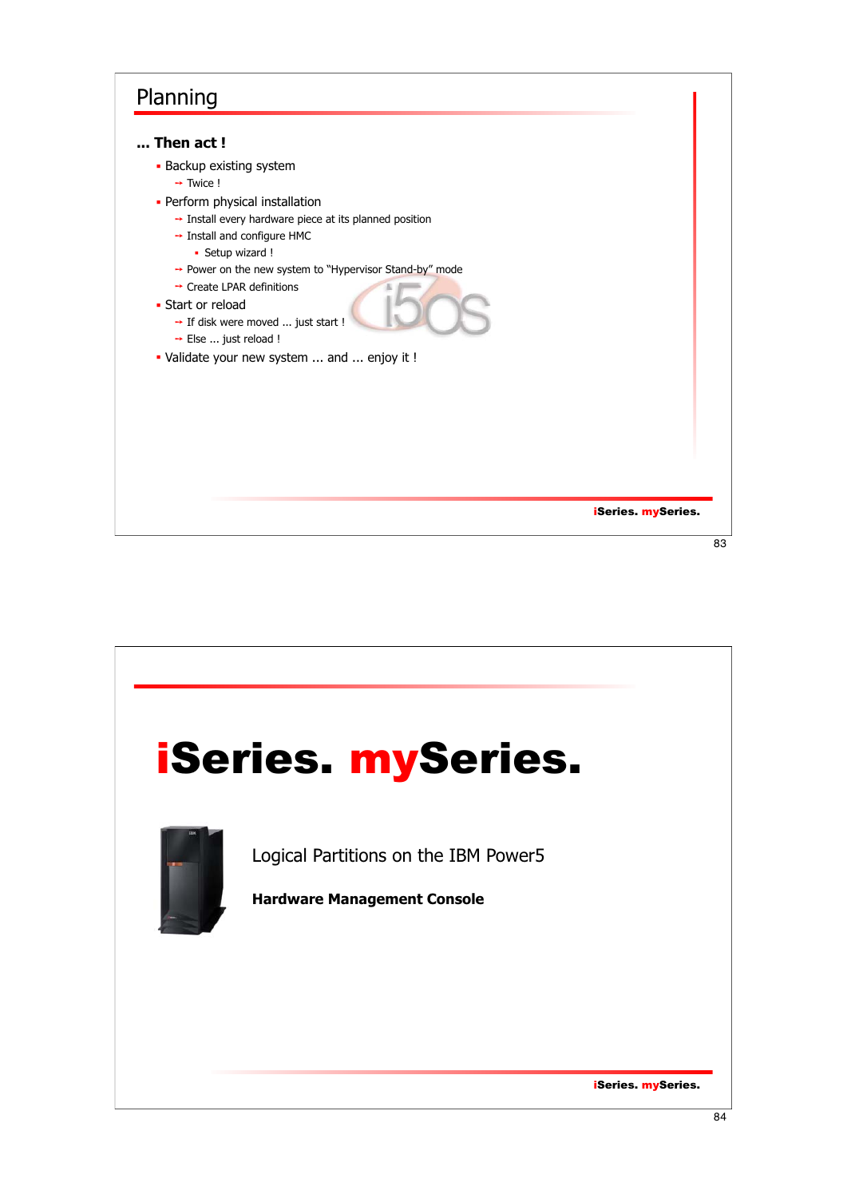## Planning

**... Then act !**

- Backup existing system
  - Twice !
- Perform physical installation
  - Install every hardware piece at its planned position
  - Install and configure HMC
    - Setup wizard !
  - Power on the new system to "Hypervisor Stand-by" mode
  - Create LPAR definitions
- Start or reload
  - If disk were moved ... just start !
  - Else ... just reload !
- Validate your new system ... and ... enjoy it !

iSeries. mySeries.

---

# iSeries. mySeries.

Logical Partitions on the IBM Power5

**Hardware Management Console**

iSeries. mySeries.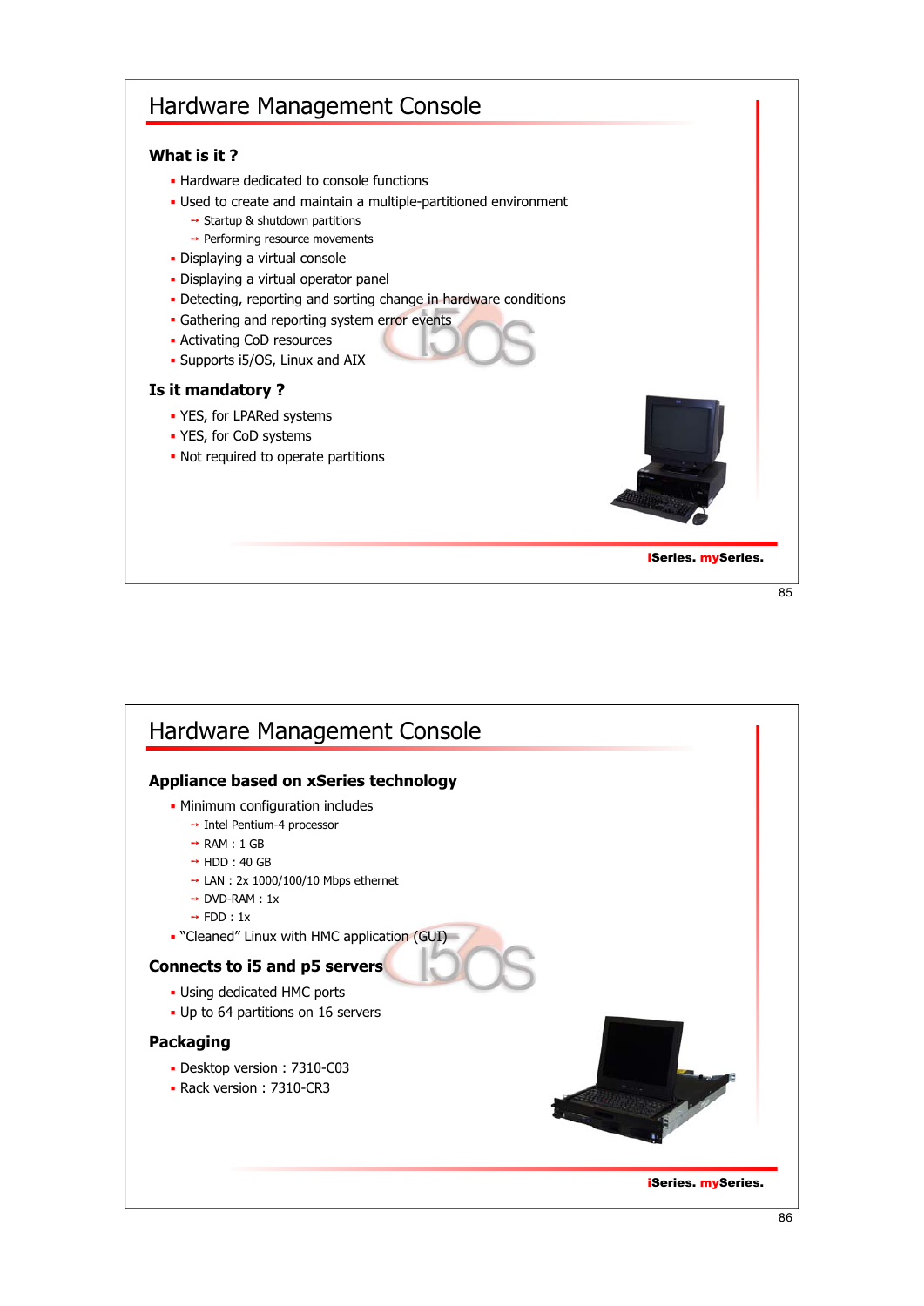# Hardware Management Console

## What is it ?

- Hardware dedicated to console functions
- Used to create and maintain a multiple-partitioned environment
  - Startup & shutdown partitions
  - Performing resource movements
- Displaying a virtual console
- Displaying a virtual operator panel
- Detecting, reporting and sorting change in hardware conditions
- Gathering and reporting system error events
- Activating CoD resources
- Supports i5/OS, Linux and AIX

## Is it mandatory ?

- YES, for LPARed systems
- YES, for CoD systems
- Not required to operate partitions

# Hardware Management Console

## Appliance based on xSeries technology

- Minimum configuration includes
  - Intel Pentium-4 processor
  - RAM : 1 GB
  - HDD : 40 GB
  - LAN : 2x 1000/100/10 Mbps ethernet
  - DVD-RAM : 1x
  - FDD : 1x
- "Cleaned" Linux with HMC application (GUI)

## Connects to i5 and p5 servers

- Using dedicated HMC ports
- Up to 64 partitions on 16 servers

## Packaging

- Desktop version : 7310-C03
- Rack version : 7310-CR3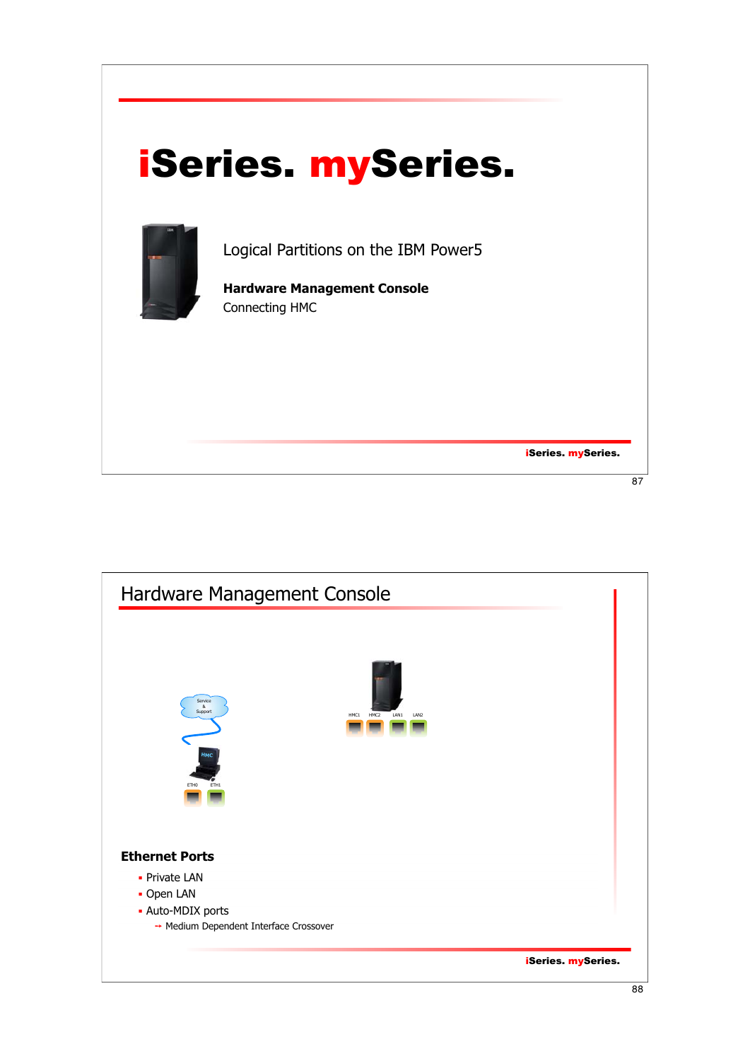# iSeries. mySeries.

Logical Partitions on the IBM Power5

**Hardware Management Console**

Connecting HMC

## Hardware Management Console

Service & Support

HMC

ETH0 ETH1

HMC1 HMC2 LAN1 LAN2

**Ethernet Ports**

- Private LAN
- Open LAN
- Auto-MDIX ports
  - Medium Dependent Interface Crossover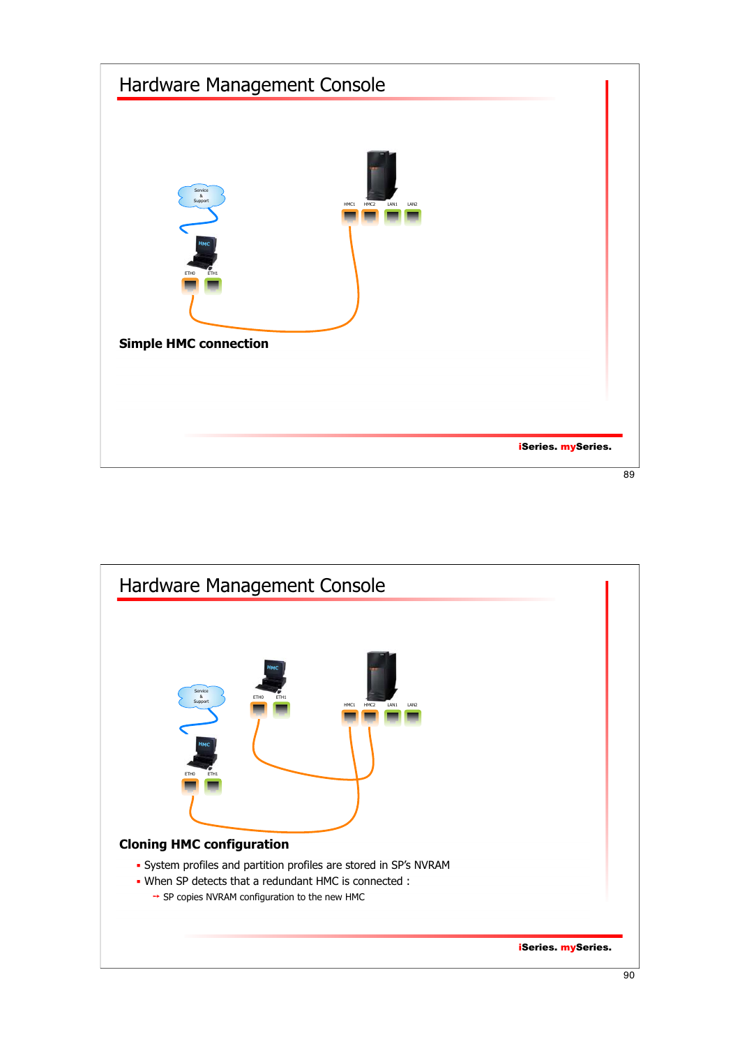# Hardware Management Console

**Simple HMC connection**

# Hardware Management Console

**Cloning HMC configuration**

- System profiles and partition profiles are stored in SP's NVRAM
- When SP detects that a redundant HMC is connected :
  - → SP copies NVRAM configuration to the new HMC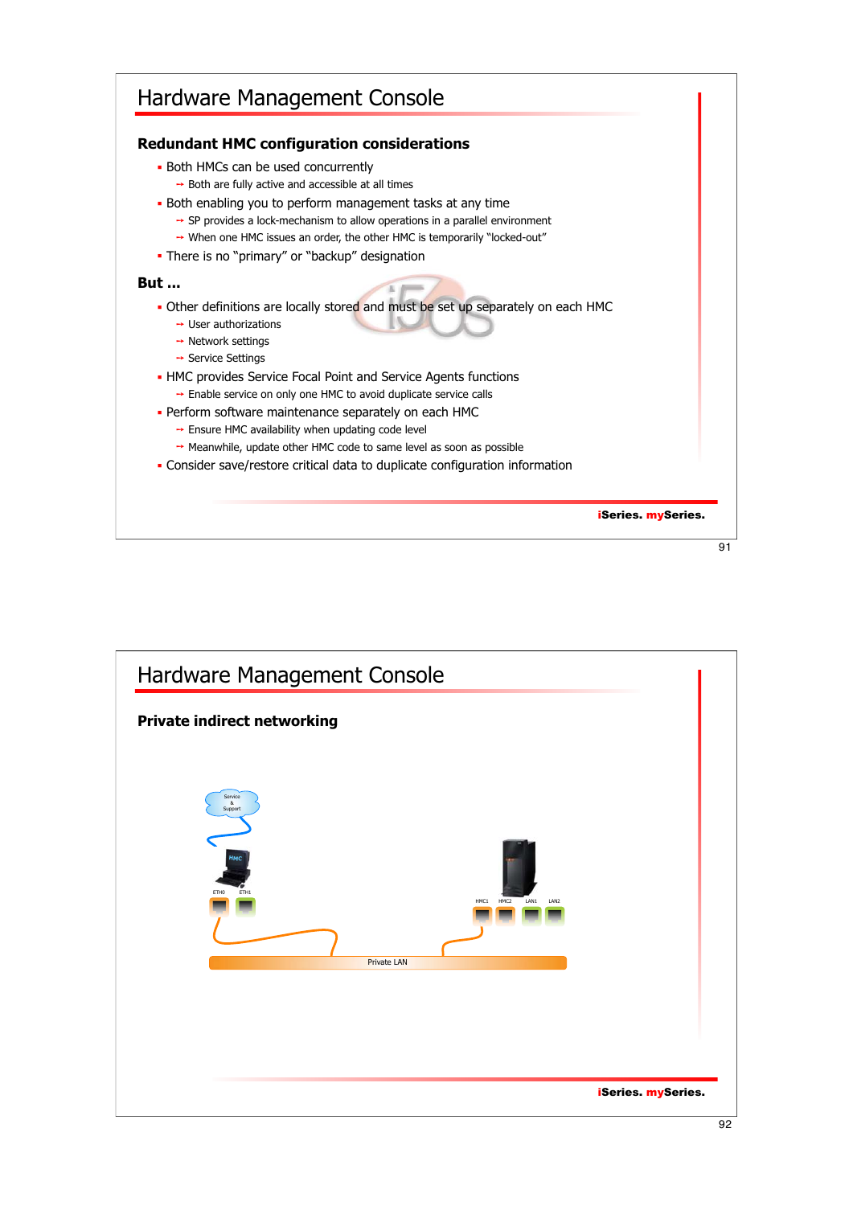## Hardware Management Console

### Redundant HMC configuration considerations

- Both HMCs can be used concurrently
  - Both are fully active and accessible at all times
- Both enabling you to perform management tasks at any time
  - SP provides a lock-mechanism to allow operations in a parallel environment
  - When one HMC issues an order, the other HMC is temporarily "locked-out"
- There is no "primary" or "backup" designation

**But ...**

- Other definitions are locally stored and must be set up separately on each HMC
  - User authorizations
  - Network settings
  - Service Settings
- HMC provides Service Focal Point and Service Agents functions
  - Enable service on only one HMC to avoid duplicate service calls
- Perform software maintenance separately on each HMC
  - Ensure HMC availability when updating code level
  - Meanwhile, update other HMC code to same level as soon as possible
- Consider save/restore critical data to duplicate configuration information

**iSeries. mySeries.**

## Hardware Management Console

### Private indirect networking

Service & Support

HMC

ETH0 ETH1

HMC1 HMC2 LAN1 LAN2

Private LAN

**iSeries. mySeries.**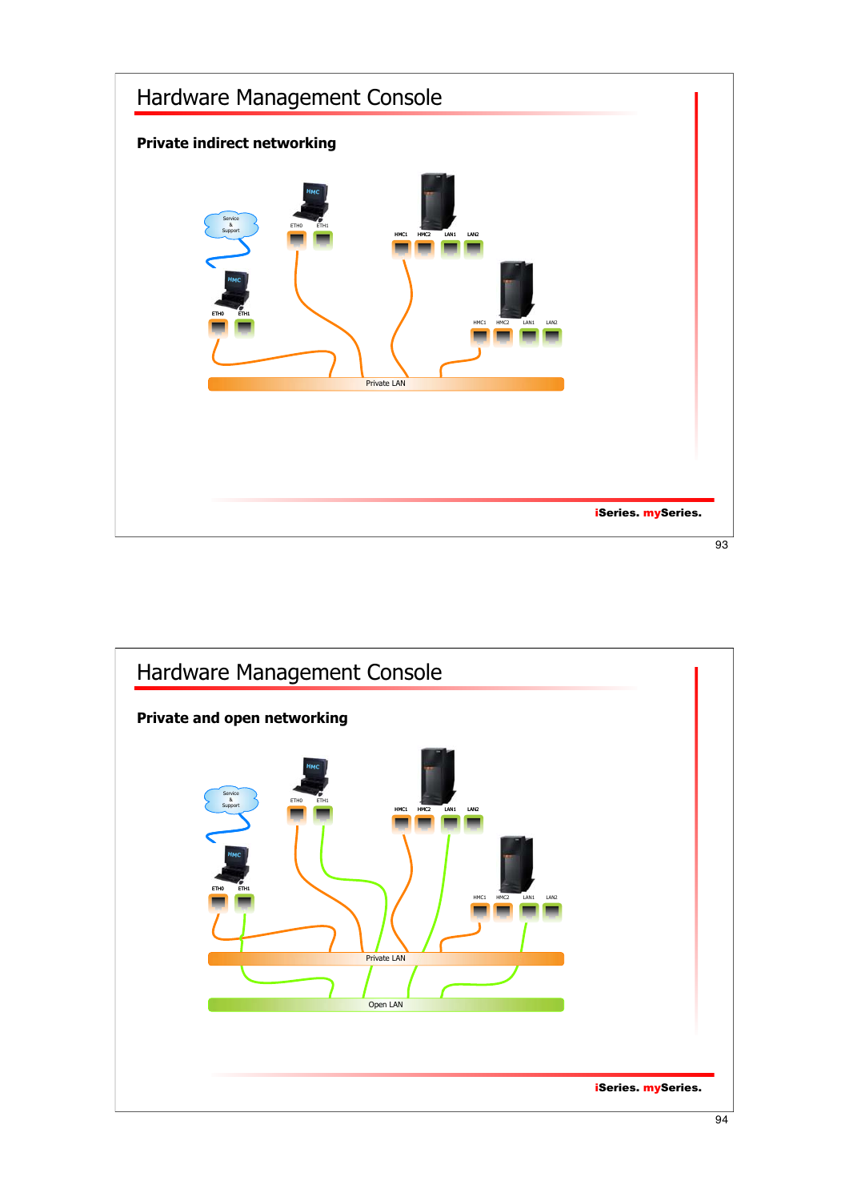# Hardware Management Console

**Private indirect networking**

Service & Support

HMC

ETH0 ETH1

HMC1 HMC2 LAN1 LAN2

Private LAN

iSeries. mySeries.

# Hardware Management Console

**Private and open networking**

Service & Support

HMC

ETH0 ETH1

HMC1 HMC2 LAN1 LAN2

Private LAN

Open LAN

iSeries. mySeries.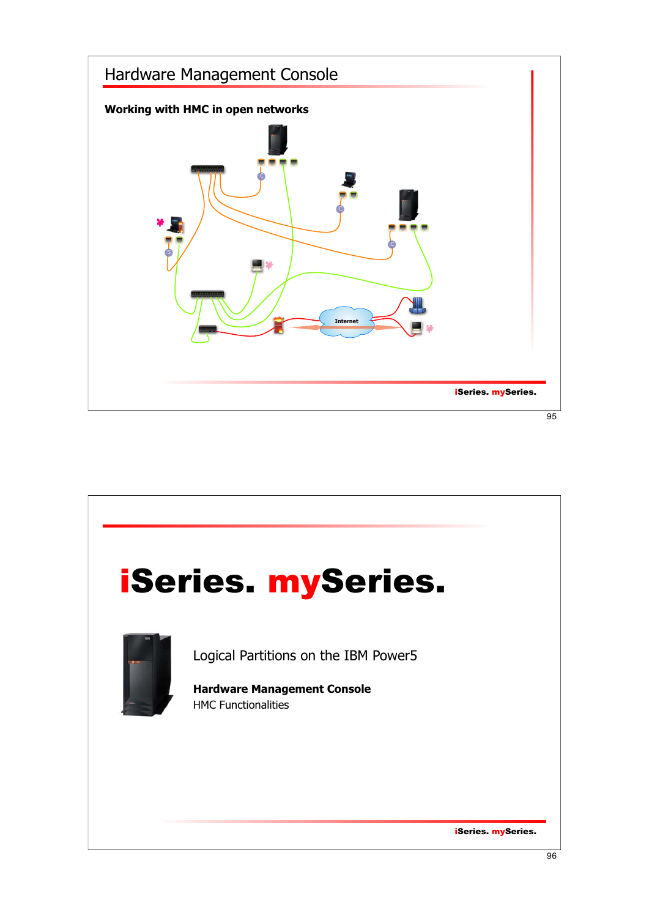# Hardware Management Console

**Working with HMC in open networks**

Internet

iSeries. mySeries.

---

# iSeries. mySeries.

Logical Partitions on the IBM Power5

**Hardware Management Console**

HMC Functionalities

iSeries. mySeries.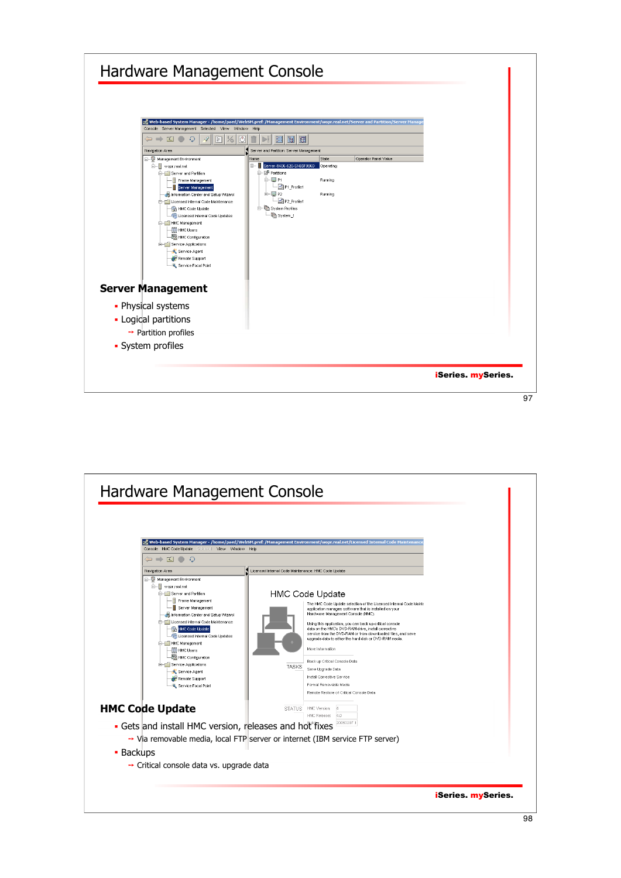# Hardware Management Console

**Server Management**

- Physical systems
- Logical partitions
  - → Partition profiles
- System profiles

# Hardware Management Console

**HMC Code Update**

- Gets and install HMC version, releases and hot fixes
  - → Via removable media, local FTP server or internet (IBM service FTP server)
- Backups
  - → Critical console data vs. upgrade data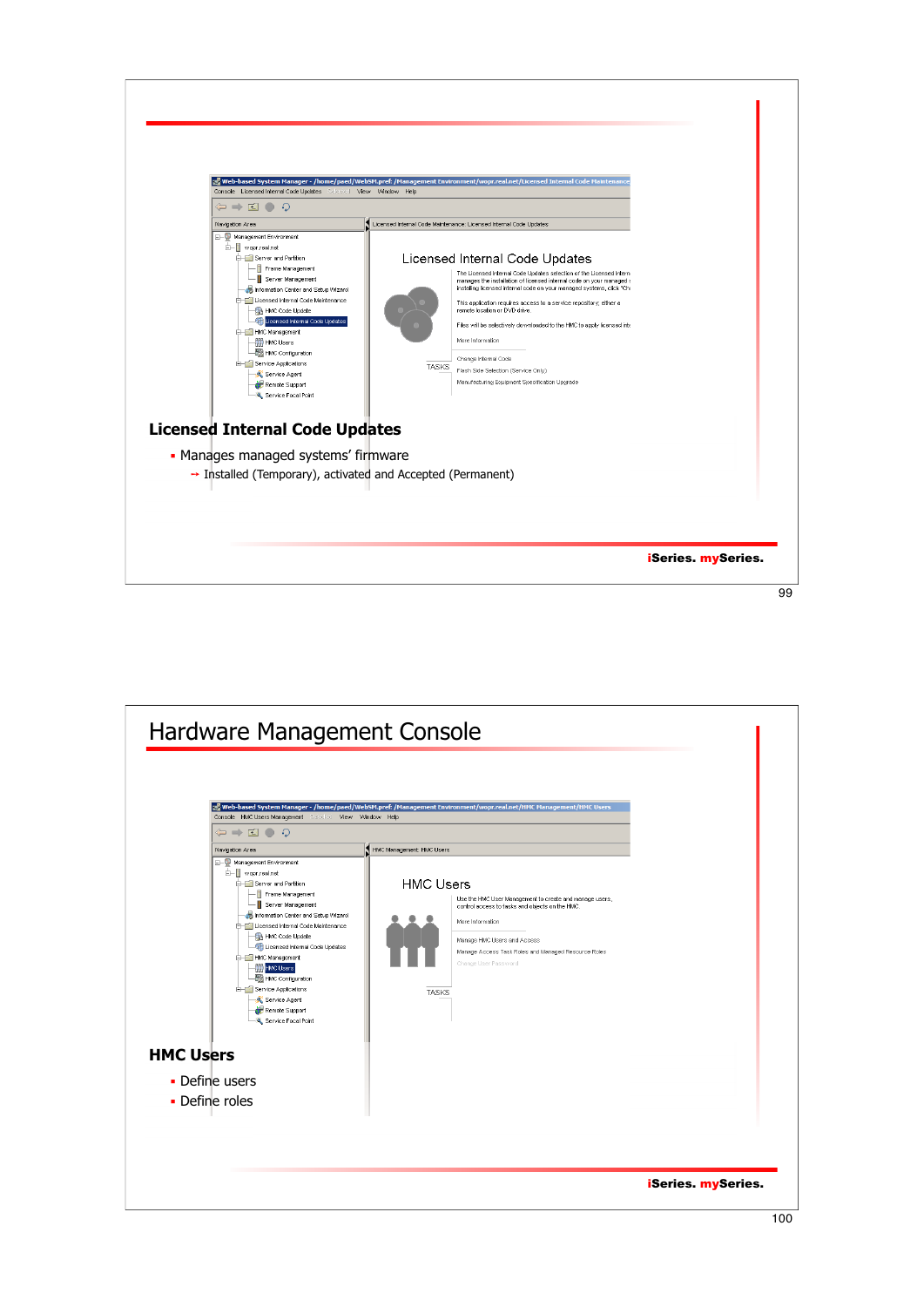## Licensed Internal Code Updates

- Manages managed systems' firmware
  - → Installed (Temporary), activated and Accepted (Permanent)

# Hardware Management Console

## HMC Users

- Define users
- Define roles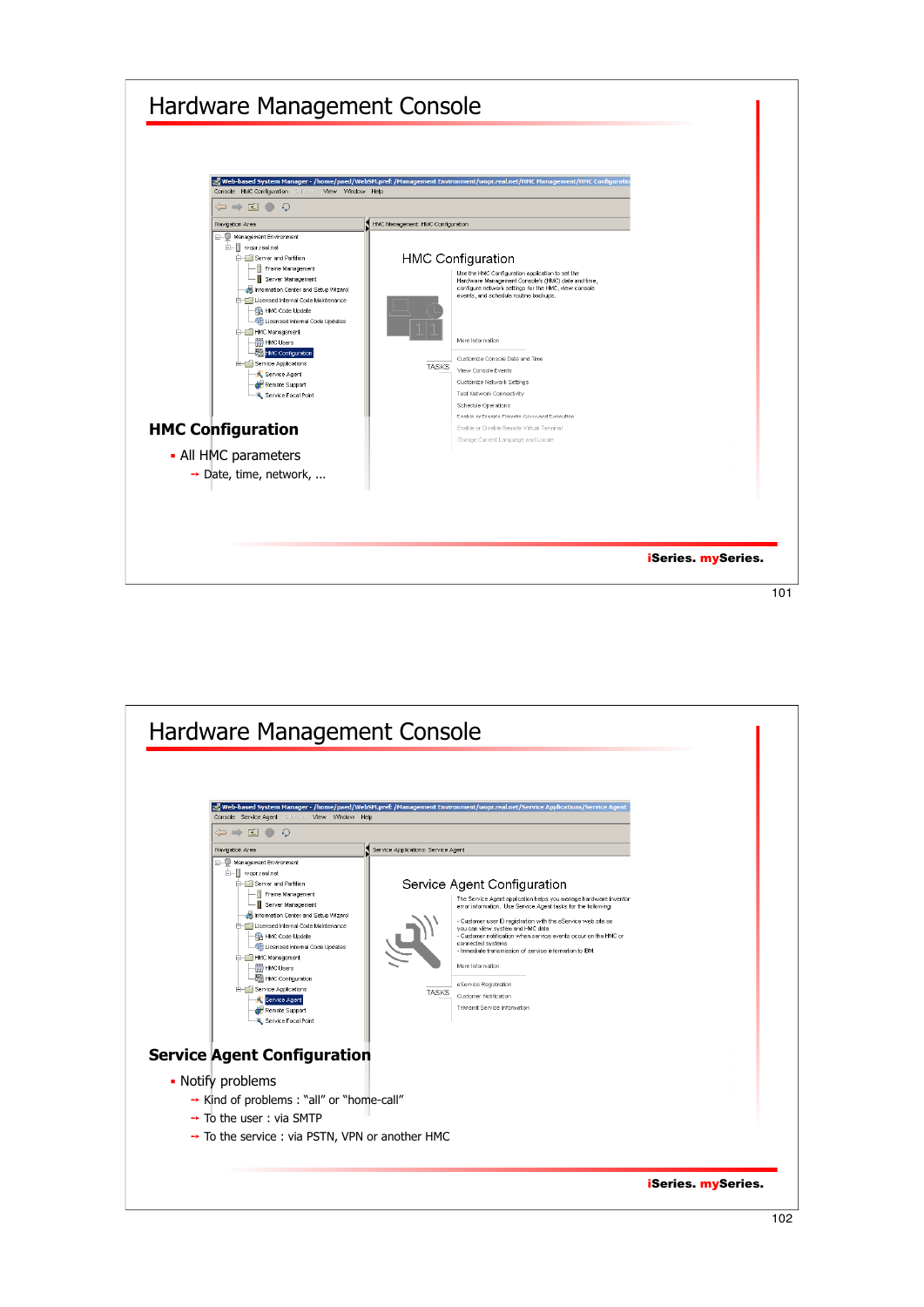# Hardware Management Console

## HMC Configuration

- All HMC parameters
  - Date, time, network, ...

# Hardware Management Console

## Service Agent Configuration

- Notify problems
  - Kind of problems : "all" or "home-call"
  - To the user : via SMTP
  - To the service : via PSTN, VPN or another HMC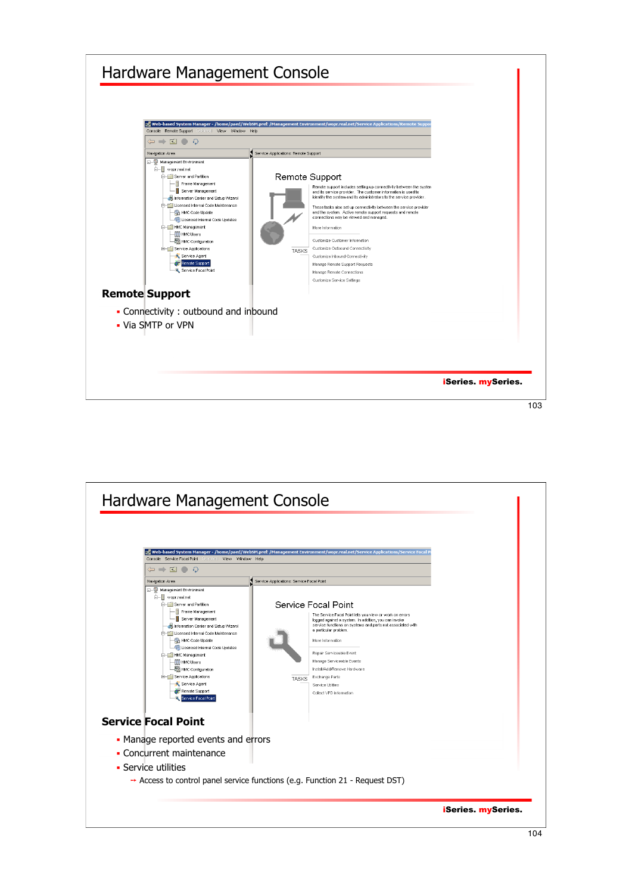# Hardware Management Console

## Remote Support

- Connectivity : outbound and inbound
- Via SMTP or VPN

# Hardware Management Console

## Service Focal Point

- Manage reported events and errors
- Concurrent maintenance
- Service utilities
  - Access to control panel service functions (e.g. Function 21 - Request DST)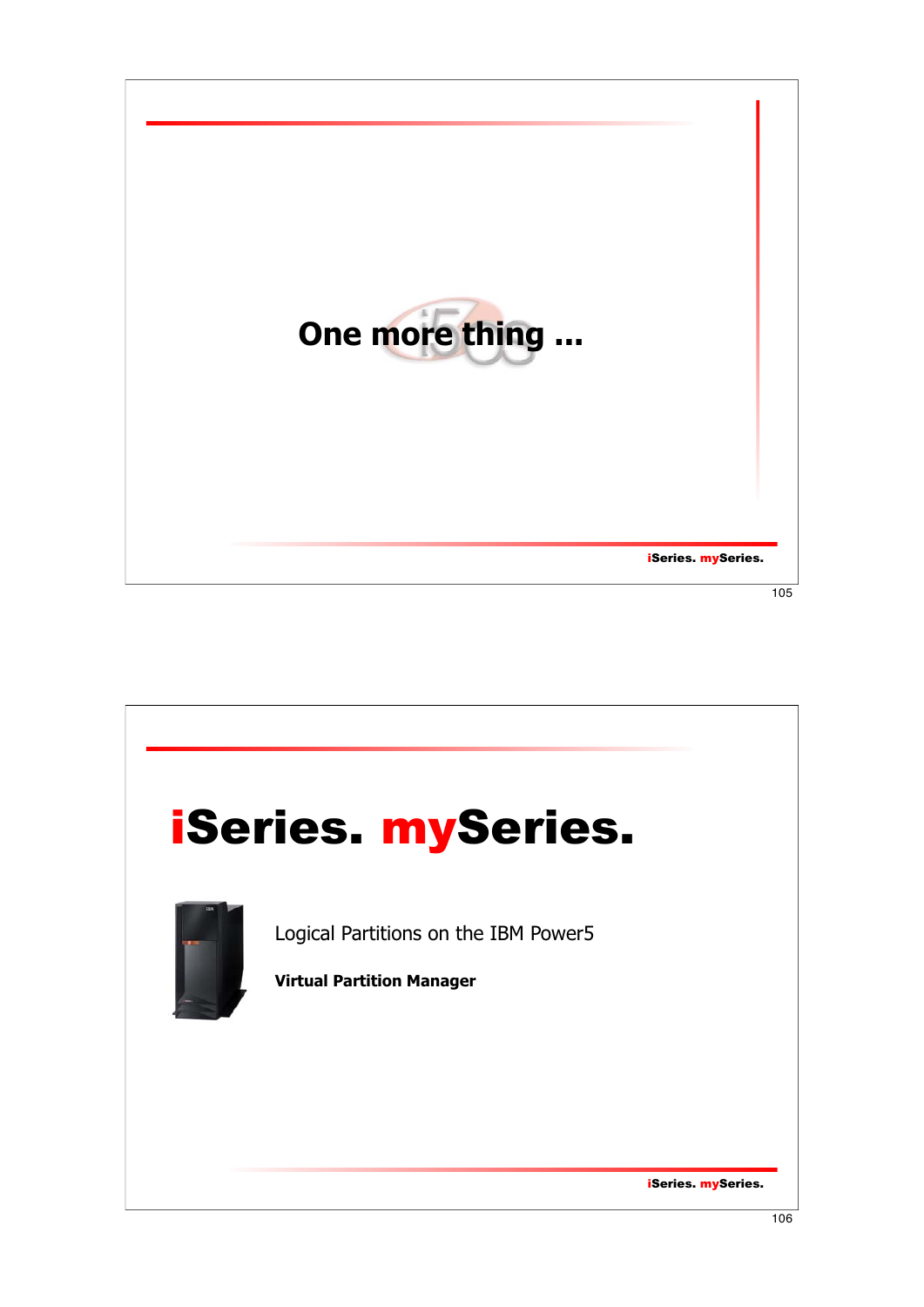## One more thing ...

# iSeries. mySeries.

Logical Partitions on the IBM Power5

**Virtual Partition Manager**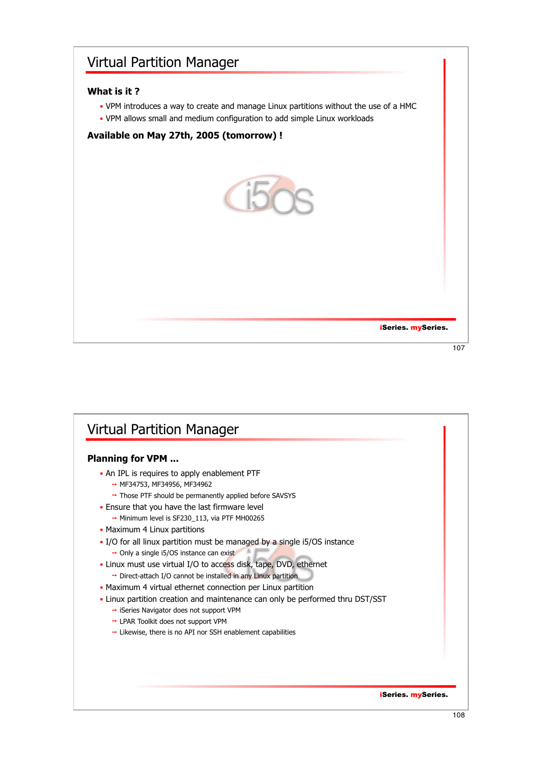# Virtual Partition Manager

### What is it ?

- VPM introduces a way to create and manage Linux partitions without the use of a HMC
- VPM allows small and medium configuration to add simple Linux workloads

**Available on May 27th, 2005 (tomorrow) !**

# Virtual Partition Manager

### Planning for VPM ...

- An IPL is requires to apply enablement PTF
  - MF34753, MF34956, MF34962
  - Those PTF should be permanently applied before SAVSYS
- Ensure that you have the last firmware level
  - Minimum level is SF230_113, via PTF MH00265
- Maximum 4 Linux partitions
- I/O for all linux partition must be managed by a single i5/OS instance
  - Only a single i5/OS instance can exist
- Linux must use virtual I/O to access disk, tape, DVD, ethernet
  - Direct-attach I/O cannot be installed in any Linux partition
- Maximum 4 virtual ethernet connection per Linux partition
- Linux partition creation and maintenance can only be performed thru DST/SST
  - iSeries Navigator does not support VPM
  - LPAR Toolkit does not support VPM
  - Likewise, there is no API nor SSH enablement capabilities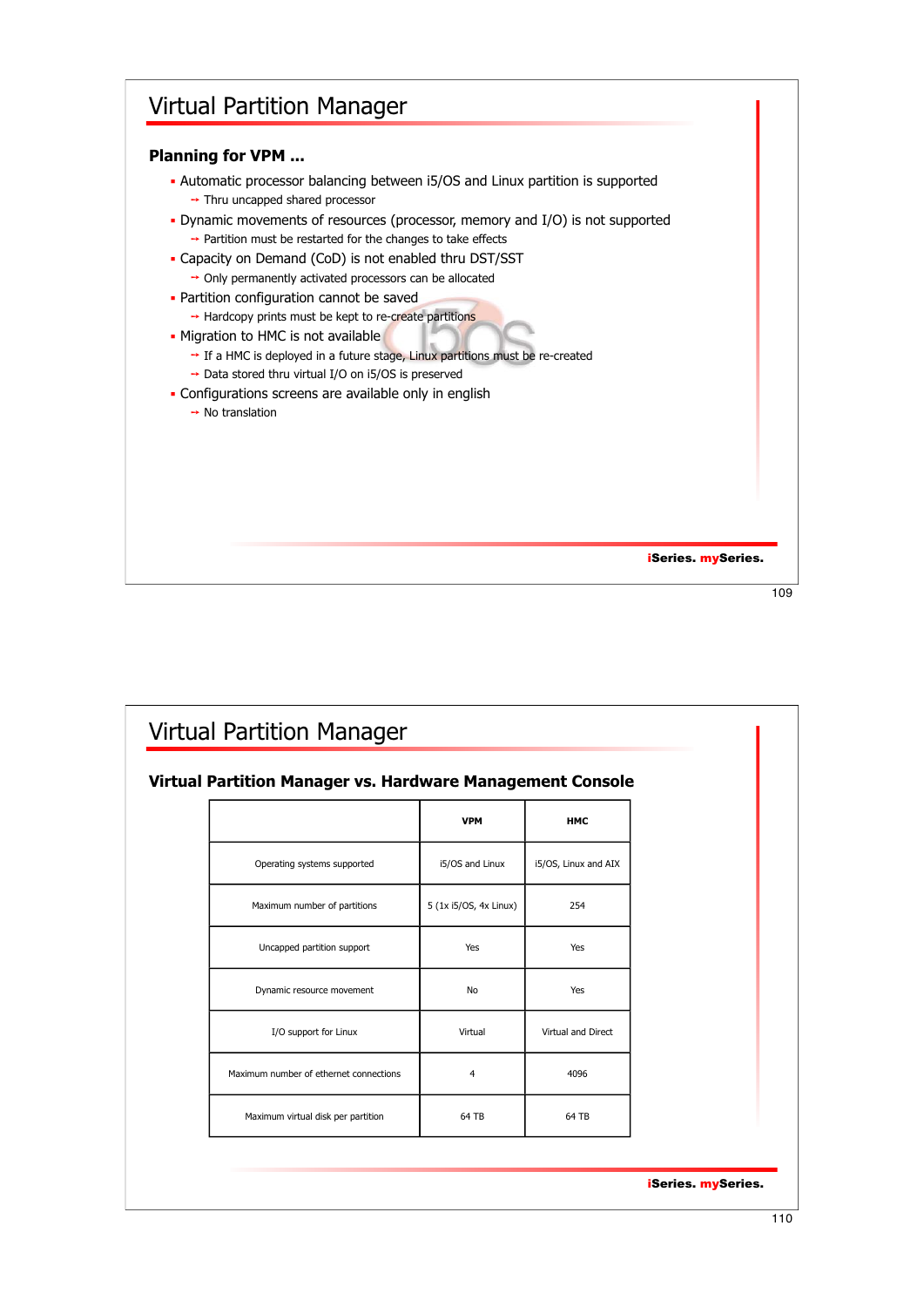# Virtual Partition Manager

## Planning for VPM ...

- Automatic processor balancing between i5/OS and Linux partition is supported
  - → Thru uncapped shared processor
- Dynamic movements of resources (processor, memory and I/O) is not supported
  - → Partition must be restarted for the changes to take effects
- Capacity on Demand (CoD) is not enabled thru DST/SST
  - → Only permanently activated processors can be allocated
- Partition configuration cannot be saved
  - → Hardcopy prints must be kept to re-create partitions
- Migration to HMC is not available
  - → If a HMC is deployed in a future stage, Linux partitions must be re-created
  - → Data stored thru virtual I/O on i5/OS is preserved
- Configurations screens are available only in english
  - → No translation

**iSeries. mySeries.**

# Virtual Partition Manager

## Virtual Partition Manager vs. Hardware Management Console

| | VPM | HMC |
|---|---|---|
| Operating systems supported | i5/OS and Linux | i5/OS, Linux and AIX |
| Maximum number of partitions | 5 (1x i5/OS, 4x Linux) | 254 |
| Uncapped partition support | Yes | Yes |
| Dynamic resource movement | No | Yes |
| I/O support for Linux | Virtual | Virtual and Direct |
| Maximum number of ethernet connections | 4 | 4096 |
| Maximum virtual disk per partition | 64 TB | 64 TB |

**iSeries. mySeries.**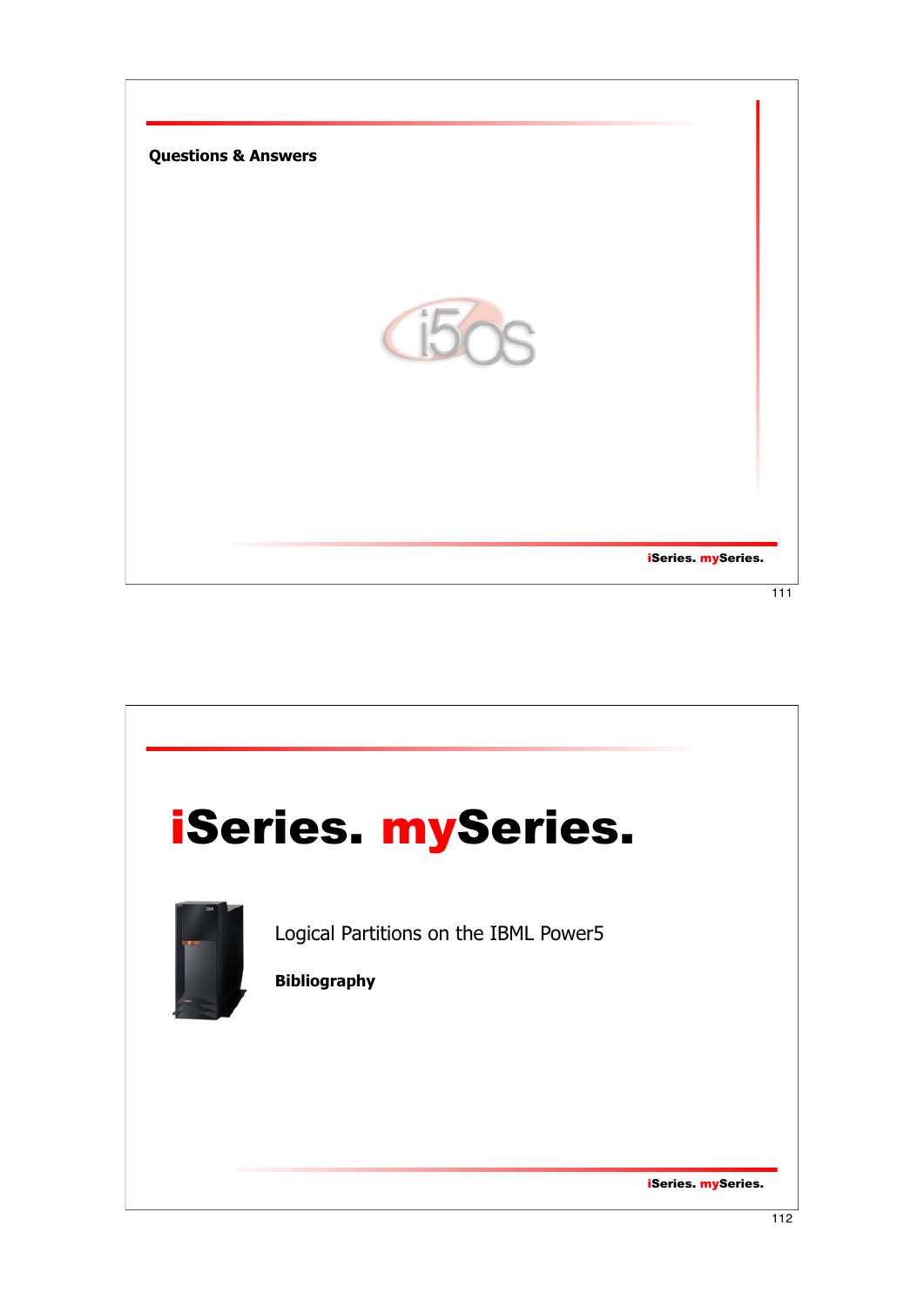## Questions & Answers

# iSeries. mySeries.

Logical Partitions on the IBML Power5

**Bibliography**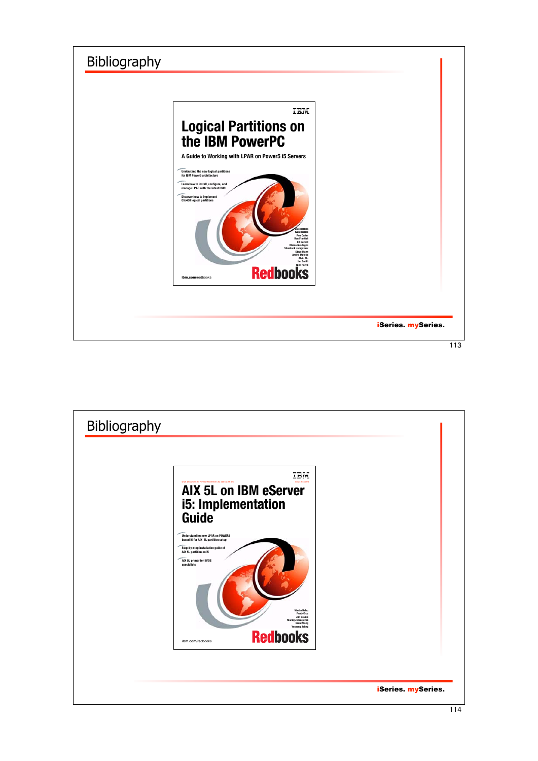# Bibliography

**Logical Partitions on the IBM PowerPC**

A Guide to Working with LPAR on Power5 i5 Servers

- Understand the new logical partitions for IBM Power5 architecture
- Learn how to install, configure, and manage LPAR with the latest HMC
- Discover how to implement OS/400 logical partitions

Dale Barrick
Ivan Berrios
Ron Carter
Ron Frantzek
Ed Gorrell
Marco Guadagno
Shashank Jamgaonkar
Steve Mann
Andrei Matetic
Alain Pla
Ian Smith
Nick Harris

ibm.com/redbooks

Redbooks

iSeries. mySeries.

# Bibliography

**AIX 5L on IBM eServer i5: Implementation Guide**

- Understanding new LPAR on POWER5 based i5 for AIX 5L partition setup
- Step-by-step installation guide of AIX 5L partition on i5
- AIX 5L primer for i5/OS specialists

Martin Balaz
Fredy Cruz
Jim Dounis
Maciej Jedrzejczak
Grant Wong
Yessong Johng

ibm.com/redbooks

Redbooks

iSeries. mySeries.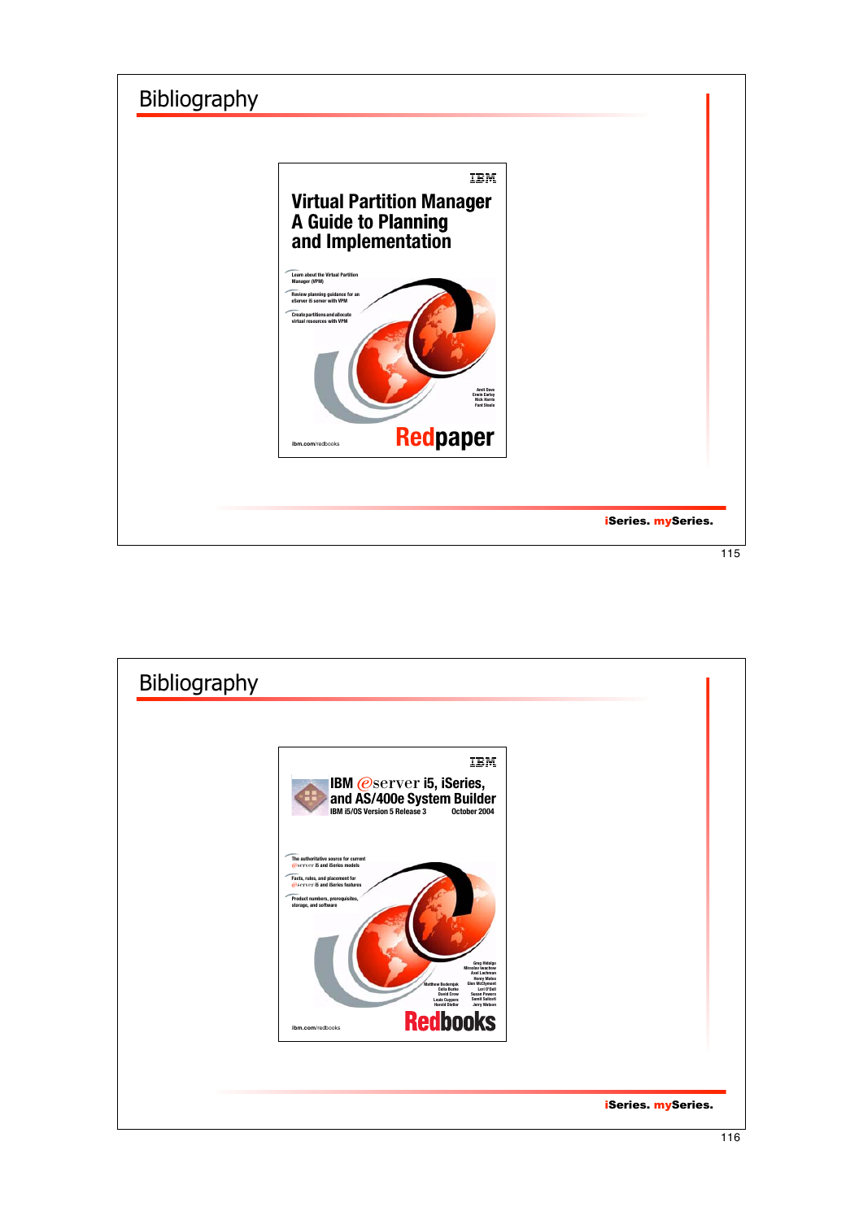# Bibliography

IBM

**Virtual Partition Manager**
**A Guide to Planning and Implementation**

Learn about the Virtual Partition Manager (VPM)

Review planning guidance for an eServer i5 server with VPM

Create partitions and allocate virtual resources with VPM

Amit Dave
Erwin Earley
Nick Harris
Ford Steele

ibm.com/redbooks

**Redpaper**

# Bibliography

IBM

**IBM @server i5, iSeries, and AS/400e System Builder**
IBM i5/OS Version 5 Release 3 — October 2004

The authoritative source for current @server i5 and iSeries models

Facts, rules, and placement for @server i5 and iSeries features

Product numbers, prerequisites, storage, and software

Greg Hidalgo
Miroslav Iwachow
Axel Lachmann
Henry Matos
Glen McClymont
Lori O'Dell
Susan Powers
Sandi Sellcott
Jerry Watson
Matthew Bedernjak
Celia Burke
David Crow
Louis Cuypers
Harold Dietler

ibm.com/redbooks

**Redbooks**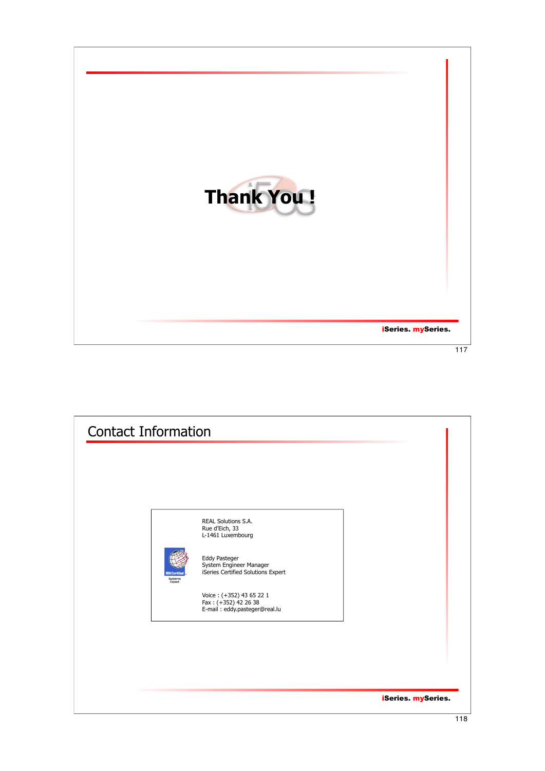# Thank You !

iSeries. mySeries.

## Contact Information

REAL Solutions S.A.
Rue d'Eich, 33
L-1461 Luxembourg

Eddy Pasteger
System Engineer Manager
iSeries Certified Solutions Expert

Voice : (+352) 43 65 22 1
Fax : (+352) 42 26 38
E-mail : eddy.pasteger@real.lu

iSeries. mySeries.